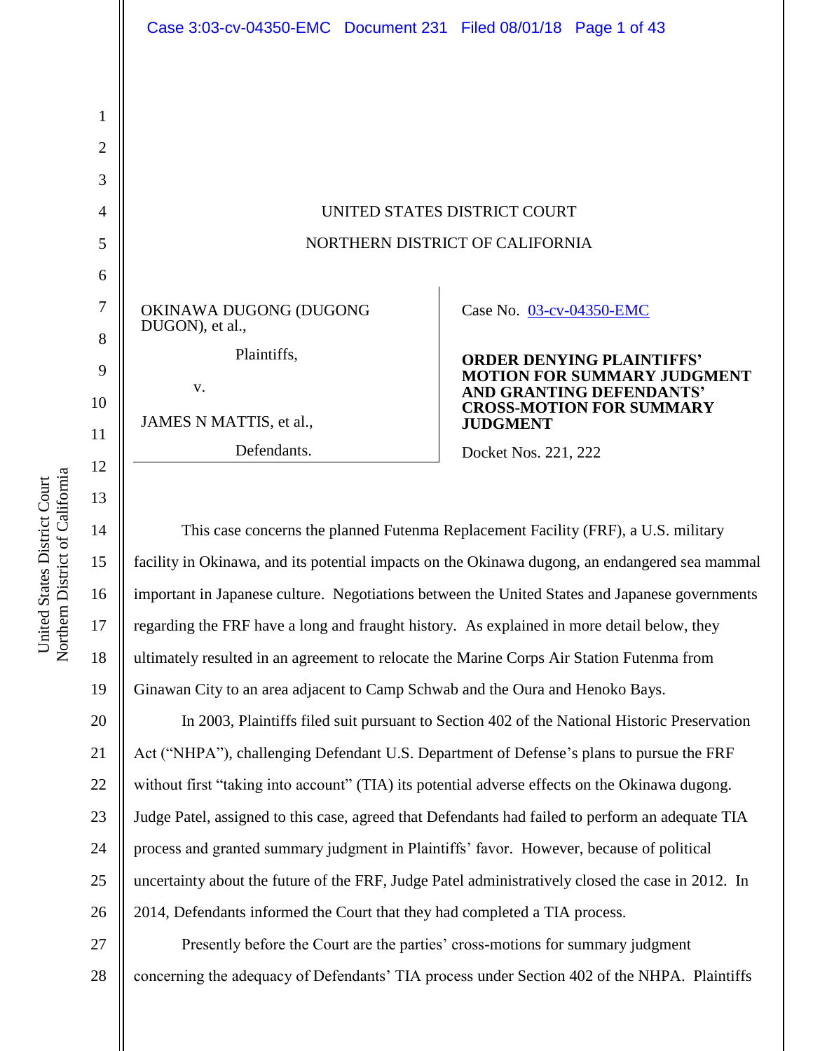UNITED STATES DISTRICT COURT

NORTHERN DISTRICT OF CALIFORNIA

| | |
|---|---|
| OKINAWA DUGONG (DUGONG DUGON), et al.,<br><br>Plaintiffs,<br><br>v.<br><br>JAMES N MATTIS, et al.,<br><br>Defendants. | Case No. 03-cv-04350-EMC<br><br>**ORDER DENYING PLAINTIFFS' MOTION FOR SUMMARY JUDGMENT AND GRANTING DEFENDANTS' CROSS-MOTION FOR SUMMARY JUDGMENT**<br><br>Docket Nos. 221, 222 |

This case concerns the planned Futenma Replacement Facility (FRF), a U.S. military facility in Okinawa, and its potential impacts on the Okinawa dugong, an endangered sea mammal important in Japanese culture. Negotiations between the United States and Japanese governments regarding the FRF have a long and fraught history. As explained in more detail below, they ultimately resulted in an agreement to relocate the Marine Corps Air Station Futenma from Ginawan City to an area adjacent to Camp Schwab and the Oura and Henoko Bays.

In 2003, Plaintiffs filed suit pursuant to Section 402 of the National Historic Preservation Act ("NHPA"), challenging Defendant U.S. Department of Defense's plans to pursue the FRF without first "taking into account" (TIA) its potential adverse effects on the Okinawa dugong. Judge Patel, assigned to this case, agreed that Defendants had failed to perform an adequate TIA process and granted summary judgment in Plaintiffs' favor. However, because of political uncertainty about the future of the FRF, Judge Patel administratively closed the case in 2012. In 2014, Defendants informed the Court that they had completed a TIA process.

Presently before the Court are the parties' cross-motions for summary judgment concerning the adequacy of Defendants' TIA process under Section 402 of the NHPA. Plaintiffs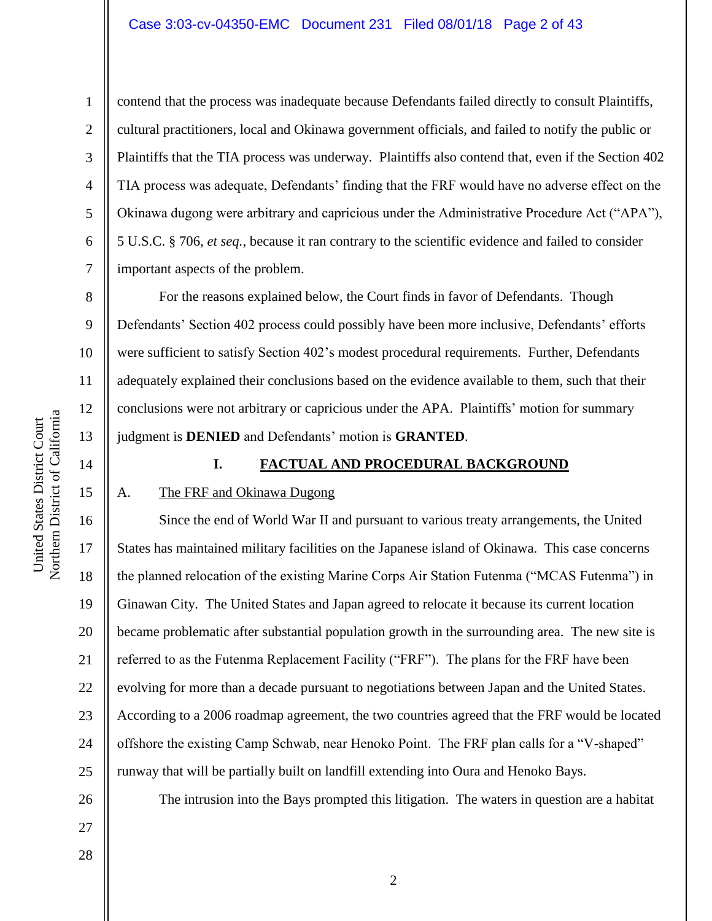contend that the process was inadequate because Defendants failed directly to consult Plaintiffs, cultural practitioners, local and Okinawa government officials, and failed to notify the public or Plaintiffs that the TIA process was underway. Plaintiffs also contend that, even if the Section 402 TIA process was adequate, Defendants' finding that the FRF would have no adverse effect on the Okinawa dugong were arbitrary and capricious under the Administrative Procedure Act ("APA"), 5 U.S.C. § 706, *et seq.*, because it ran contrary to the scientific evidence and failed to consider important aspects of the problem.

For the reasons explained below, the Court finds in favor of Defendants. Though Defendants' Section 402 process could possibly have been more inclusive, Defendants' efforts were sufficient to satisfy Section 402's modest procedural requirements. Further, Defendants adequately explained their conclusions based on the evidence available to them, such that their conclusions were not arbitrary or capricious under the APA. Plaintiffs' motion for summary judgment is **DENIED** and Defendants' motion is **GRANTED**.

## I. FACTUAL AND PROCEDURAL BACKGROUND

### A. The FRF and Okinawa Dugong

Since the end of World War II and pursuant to various treaty arrangements, the United States has maintained military facilities on the Japanese island of Okinawa. This case concerns the planned relocation of the existing Marine Corps Air Station Futenma ("MCAS Futenma") in Ginawan City. The United States and Japan agreed to relocate it because its current location became problematic after substantial population growth in the surrounding area. The new site is referred to as the Futenma Replacement Facility ("FRF"). The plans for the FRF have been evolving for more than a decade pursuant to negotiations between Japan and the United States. According to a 2006 roadmap agreement, the two countries agreed that the FRF would be located offshore the existing Camp Schwab, near Henoko Point. The FRF plan calls for a "V-shaped" runway that will be partially built on landfill extending into Oura and Henoko Bays.

The intrusion into the Bays prompted this litigation. The waters in question are a habitat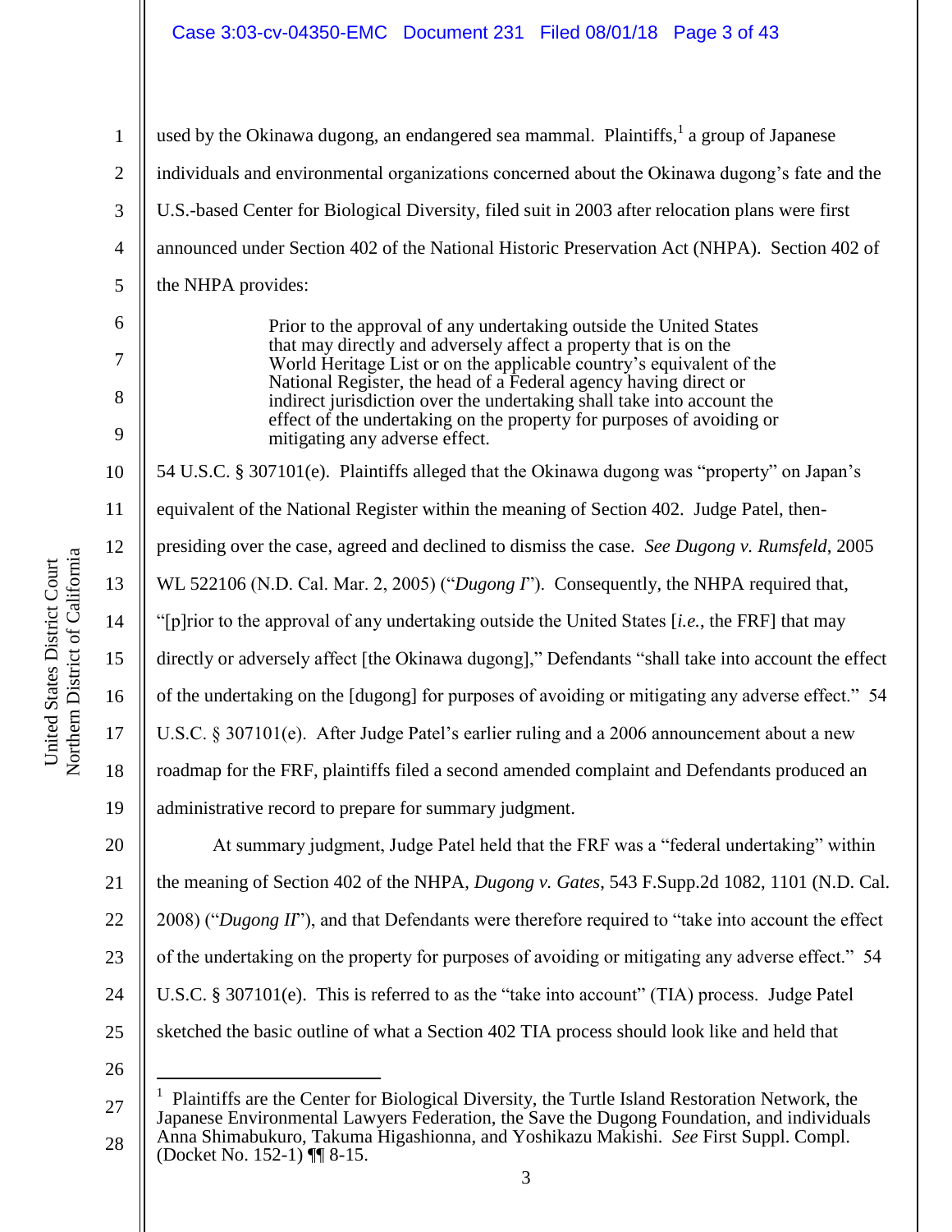used by the Okinawa dugong, an endangered sea mammal. Plaintiffs,[1] a group of Japanese individuals and environmental organizations concerned about the Okinawa dugong's fate and the U.S.-based Center for Biological Diversity, filed suit in 2003 after relocation plans were first announced under Section 402 of the National Historic Preservation Act (NHPA). Section 402 of the NHPA provides:

> Prior to the approval of any undertaking outside the United States that may directly and adversely affect a property that is on the World Heritage List or on the applicable country's equivalent of the National Register, the head of a Federal agency having direct or indirect jurisdiction over the undertaking shall take into account the effect of the undertaking on the property for purposes of avoiding or mitigating any adverse effect.

54 U.S.C. § 307101(e). Plaintiffs alleged that the Okinawa dugong was "property" on Japan's equivalent of the National Register within the meaning of Section 402. Judge Patel, then-presiding over the case, agreed and declined to dismiss the case. *See Dugong v. Rumsfeld*, 2005 WL 522106 (N.D. Cal. Mar. 2, 2005) ("*Dugong I*"). Consequently, the NHPA required that, "[p]rior to the approval of any undertaking outside the United States [*i.e.*, the FRF] that may directly or adversely affect [the Okinawa dugong]," Defendants "shall take into account the effect of the undertaking on the [dugong] for purposes of avoiding or mitigating any adverse effect." 54 U.S.C. § 307101(e). After Judge Patel's earlier ruling and a 2006 announcement about a new roadmap for the FRF, plaintiffs filed a second amended complaint and Defendants produced an administrative record to prepare for summary judgment.

At summary judgment, Judge Patel held that the FRF was a "federal undertaking" within the meaning of Section 402 of the NHPA, *Dugong v. Gates*, 543 F.Supp.2d 1082, 1101 (N.D. Cal. 2008) ("*Dugong II*"), and that Defendants were therefore required to "take into account the effect of the undertaking on the property for purposes of avoiding or mitigating any adverse effect." 54 U.S.C. § 307101(e). This is referred to as the "take into account" (TIA) process. Judge Patel sketched the basic outline of what a Section 402 TIA process should look like and held that

---

[1] Plaintiffs are the Center for Biological Diversity, the Turtle Island Restoration Network, the Japanese Environmental Lawyers Federation, the Save the Dugong Foundation, and individuals Anna Shimabukuro, Takuma Higashionna, and Yoshikazu Makishi. *See* First Suppl. Compl. (Docket No. 152-1) ¶¶ 8-15.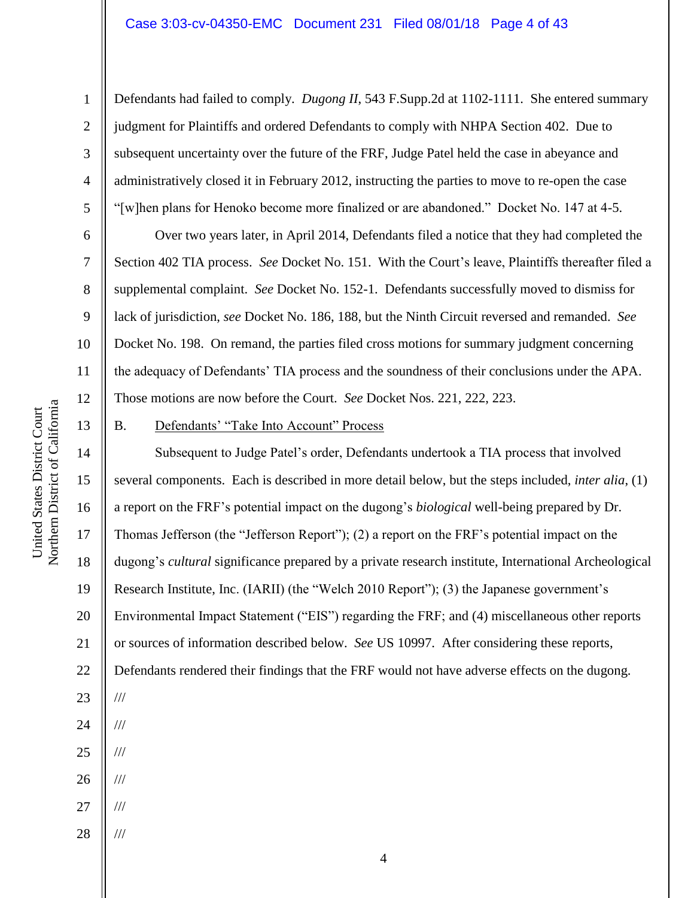Defendants had failed to comply. *Dugong II*, 543 F.Supp.2d at 1102-1111. She entered summary judgment for Plaintiffs and ordered Defendants to comply with NHPA Section 402. Due to subsequent uncertainty over the future of the FRF, Judge Patel held the case in abeyance and administratively closed it in February 2012, instructing the parties to move to re-open the case "[w]hen plans for Henoko become more finalized or are abandoned." Docket No. 147 at 4-5.

Over two years later, in April 2014, Defendants filed a notice that they had completed the Section 402 TIA process. *See* Docket No. 151. With the Court's leave, Plaintiffs thereafter filed a supplemental complaint. *See* Docket No. 152-1. Defendants successfully moved to dismiss for lack of jurisdiction, *see* Docket No. 186, 188, but the Ninth Circuit reversed and remanded. *See* Docket No. 198. On remand, the parties filed cross motions for summary judgment concerning the adequacy of Defendants' TIA process and the soundness of their conclusions under the APA. Those motions are now before the Court. *See* Docket Nos. 221, 222, 223.

B. Defendants' "Take Into Account" Process

Subsequent to Judge Patel's order, Defendants undertook a TIA process that involved several components. Each is described in more detail below, but the steps included, *inter alia*, (1) a report on the FRF's potential impact on the dugong's *biological* well-being prepared by Dr. Thomas Jefferson (the "Jefferson Report"); (2) a report on the FRF's potential impact on the dugong's *cultural* significance prepared by a private research institute, International Archeological Research Institute, Inc. (IARII) (the "Welch 2010 Report"); (3) the Japanese government's Environmental Impact Statement ("EIS") regarding the FRF; and (4) miscellaneous other reports or sources of information described below. *See* US 10997. After considering these reports, Defendants rendered their findings that the FRF would not have adverse effects on the dugong.

///

///

///

///

///

///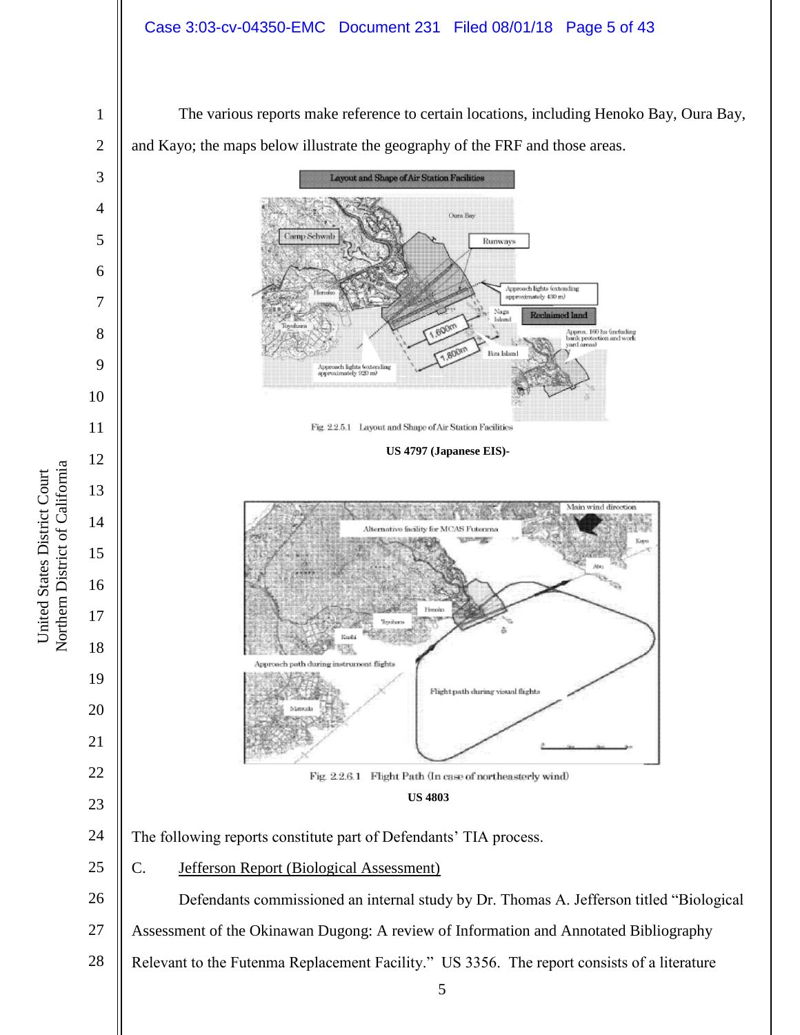The various reports make reference to certain locations, including Henoko Bay, Oura Bay, and Kayo; the maps below illustrate the geography of the FRF and those areas.

Fig. 2.2.5.1 Layout and Shape of Air Station Facilities

**US 4797 (Japanese EIS)-**

Fig. 2.2.6.1 Flight Path (In case of northeasterly wind)

**US 4803**

The following reports constitute part of Defendants' TIA process.

C. Jefferson Report (Biological Assessment)

Defendants commissioned an internal study by Dr. Thomas A. Jefferson titled "Biological Assessment of the Okinawan Dugong: A review of Information and Annotated Bibliography Relevant to the Futenma Replacement Facility." US 3356. The report consists of a literature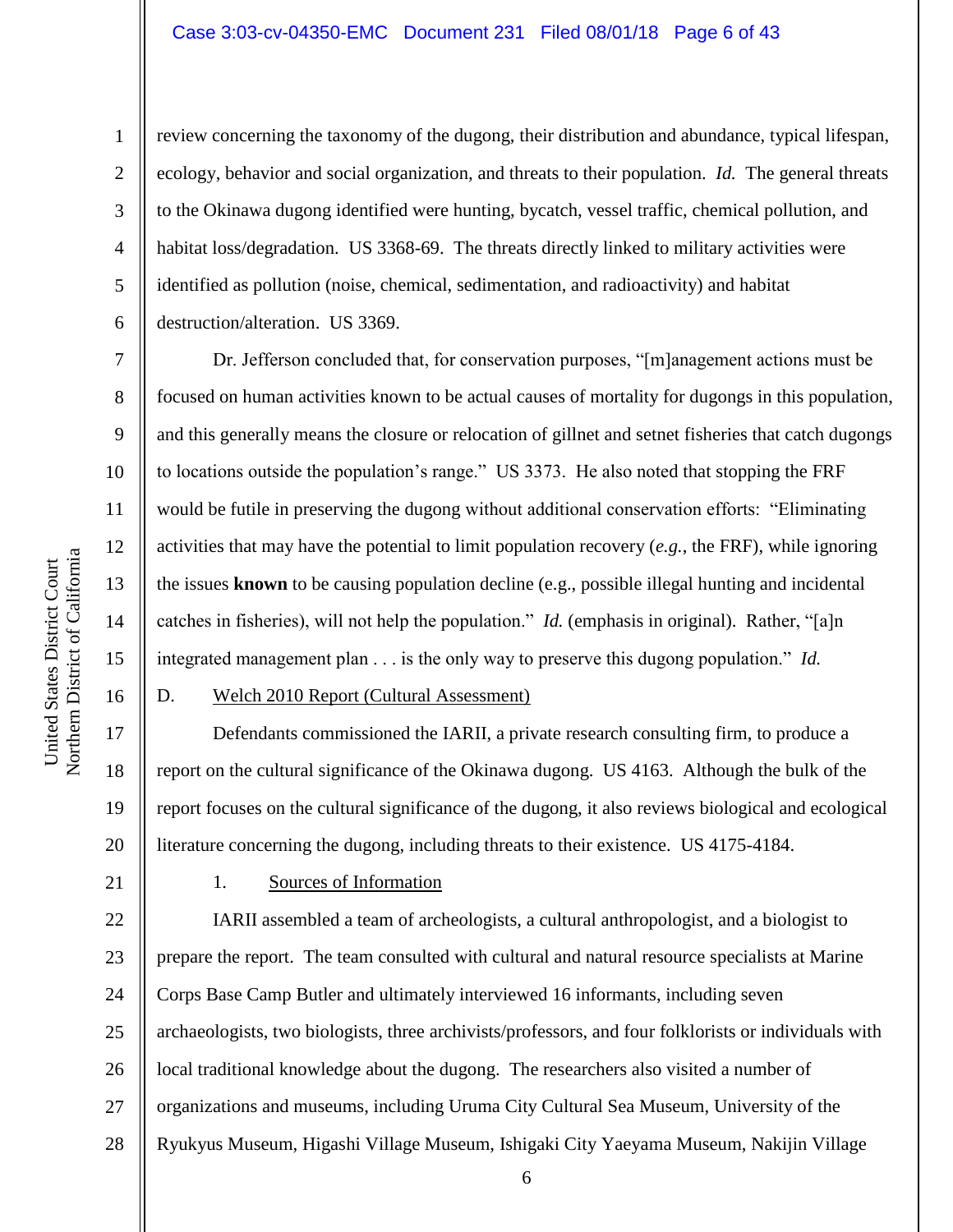review concerning the taxonomy of the dugong, their distribution and abundance, typical lifespan, ecology, behavior and social organization, and threats to their population. *Id.* The general threats to the Okinawa dugong identified were hunting, bycatch, vessel traffic, chemical pollution, and habitat loss/degradation. US 3368-69. The threats directly linked to military activities were identified as pollution (noise, chemical, sedimentation, and radioactivity) and habitat destruction/alteration. US 3369.

Dr. Jefferson concluded that, for conservation purposes, "[m]anagement actions must be focused on human activities known to be actual causes of mortality for dugongs in this population, and this generally means the closure or relocation of gillnet and setnet fisheries that catch dugongs to locations outside the population's range." US 3373. He also noted that stopping the FRF would be futile in preserving the dugong without additional conservation efforts: "Eliminating activities that may have the potential to limit population recovery (*e.g.*, the FRF), while ignoring the issues **known** to be causing population decline (e.g., possible illegal hunting and incidental catches in fisheries), will not help the population." *Id.* (emphasis in original). Rather, "[a]n integrated management plan . . . is the only way to preserve this dugong population." *Id.*

D. Welch 2010 Report (Cultural Assessment)

Defendants commissioned the IARII, a private research consulting firm, to produce a report on the cultural significance of the Okinawa dugong. US 4163. Although the bulk of the report focuses on the cultural significance of the dugong, it also reviews biological and ecological literature concerning the dugong, including threats to their existence. US 4175-4184.

1. Sources of Information

IARII assembled a team of archeologists, a cultural anthropologist, and a biologist to prepare the report. The team consulted with cultural and natural resource specialists at Marine Corps Base Camp Butler and ultimately interviewed 16 informants, including seven archaeologists, two biologists, three archivists/professors, and four folklorists or individuals with local traditional knowledge about the dugong. The researchers also visited a number of organizations and museums, including Uruma City Cultural Sea Museum, University of the Ryukyus Museum, Higashi Village Museum, Ishigaki City Yaeyama Museum, Nakijin Village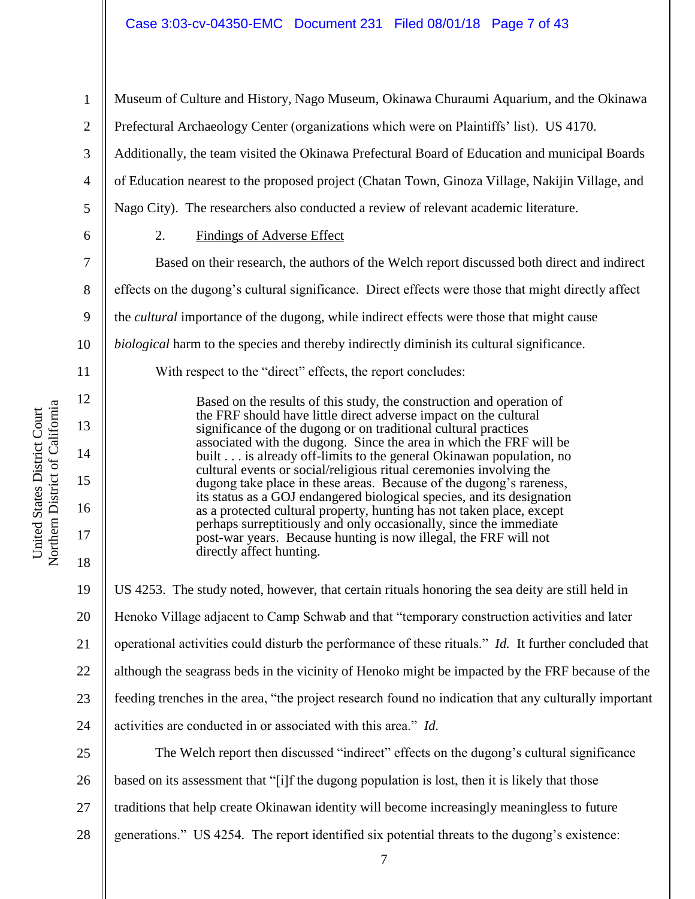Museum of Culture and History, Nago Museum, Okinawa Churaumi Aquarium, and the Okinawa Prefectural Archaeology Center (organizations which were on Plaintiffs' list). US 4170. Additionally, the team visited the Okinawa Prefectural Board of Education and municipal Boards of Education nearest to the proposed project (Chatan Town, Ginoza Village, Nakijin Village, and Nago City). The researchers also conducted a review of relevant academic literature.

2. Findings of Adverse Effect

Based on their research, the authors of the Welch report discussed both direct and indirect effects on the dugong's cultural significance. Direct effects were those that might directly affect the *cultural* importance of the dugong, while indirect effects were those that might cause *biological* harm to the species and thereby indirectly diminish its cultural significance.

With respect to the "direct" effects, the report concludes:

> Based on the results of this study, the construction and operation of the FRF should have little direct adverse impact on the cultural significance of the dugong or on traditional cultural practices associated with the dugong. Since the area in which the FRF will be built . . . is already off-limits to the general Okinawan population, no cultural events or social/religious ritual ceremonies involving the dugong take place in these areas. Because of the dugong's rareness, its status as a GOJ endangered biological species, and its designation as a protected cultural property, hunting has not taken place, except perhaps surreptitiously and only occasionally, since the immediate post-war years. Because hunting is now illegal, the FRF will not directly affect hunting.

US 4253. The study noted, however, that certain rituals honoring the sea deity are still held in Henoko Village adjacent to Camp Schwab and that "temporary construction activities and later operational activities could disturb the performance of these rituals." *Id.* It further concluded that although the seagrass beds in the vicinity of Henoko might be impacted by the FRF because of the feeding trenches in the area, "the project research found no indication that any culturally important activities are conducted in or associated with this area." *Id.*

The Welch report then discussed "indirect" effects on the dugong's cultural significance based on its assessment that "[i]f the dugong population is lost, then it is likely that those traditions that help create Okinawan identity will become increasingly meaningless to future generations." US 4254. The report identified six potential threats to the dugong's existence: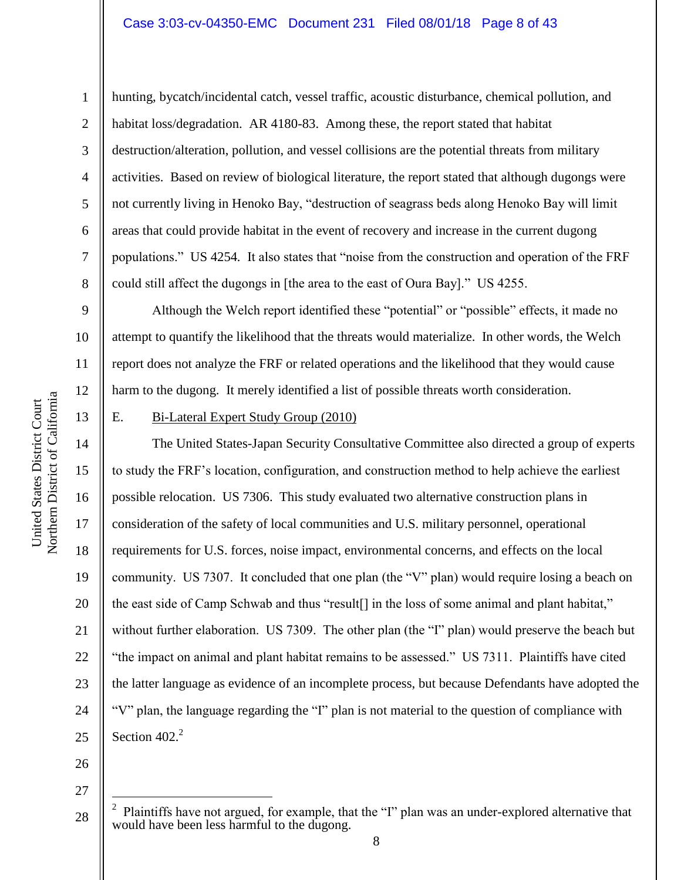hunting, bycatch/incidental catch, vessel traffic, acoustic disturbance, chemical pollution, and habitat loss/degradation. AR 4180-83. Among these, the report stated that habitat destruction/alteration, pollution, and vessel collisions are the potential threats from military activities. Based on review of biological literature, the report stated that although dugongs were not currently living in Henoko Bay, "destruction of seagrass beds along Henoko Bay will limit areas that could provide habitat in the event of recovery and increase in the current dugong populations." US 4254. It also states that "noise from the construction and operation of the FRF could still affect the dugongs in [the area to the east of Oura Bay]." US 4255.

Although the Welch report identified these "potential" or "possible" effects, it made no attempt to quantify the likelihood that the threats would materialize. In other words, the Welch report does not analyze the FRF or related operations and the likelihood that they would cause harm to the dugong. It merely identified a list of possible threats worth consideration.

E. Bi-Lateral Expert Study Group (2010)

The United States-Japan Security Consultative Committee also directed a group of experts to study the FRF's location, configuration, and construction method to help achieve the earliest possible relocation. US 7306. This study evaluated two alternative construction plans in consideration of the safety of local communities and U.S. military personnel, operational requirements for U.S. forces, noise impact, environmental concerns, and effects on the local community. US 7307. It concluded that one plan (the "V" plan) would require losing a beach on the east side of Camp Schwab and thus "result[] in the loss of some animal and plant habitat," without further elaboration. US 7309. The other plan (the "I" plan) would preserve the beach but "the impact on animal and plant habitat remains to be assessed." US 7311. Plaintiffs have cited the latter language as evidence of an incomplete process, but because Defendants have adopted the "V" plan, the language regarding the "I" plan is not material to the question of compliance with Section 402.[2]

[2] Plaintiffs have not argued, for example, that the "I" plan was an under-explored alternative that would have been less harmful to the dugong.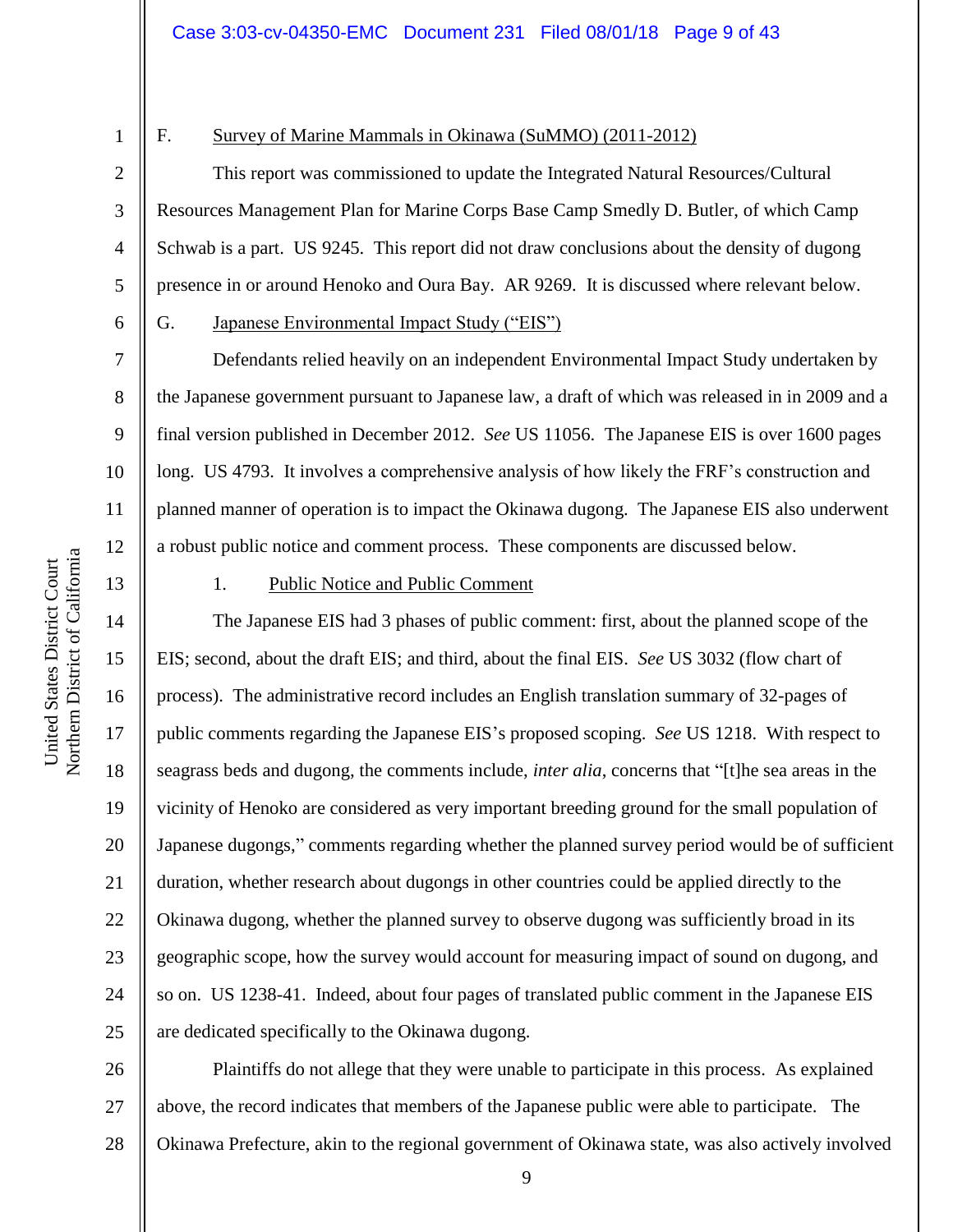F. Survey of Marine Mammals in Okinawa (SuMMO) (2011-2012)

This report was commissioned to update the Integrated Natural Resources/Cultural Resources Management Plan for Marine Corps Base Camp Smedly D. Butler, of which Camp Schwab is a part. US 9245. This report did not draw conclusions about the density of dugong presence in or around Henoko and Oura Bay. AR 9269. It is discussed where relevant below.

G. Japanese Environmental Impact Study ("EIS")

Defendants relied heavily on an independent Environmental Impact Study undertaken by the Japanese government pursuant to Japanese law, a draft of which was released in in 2009 and a final version published in December 2012. *See* US 11056. The Japanese EIS is over 1600 pages long. US 4793. It involves a comprehensive analysis of how likely the FRF's construction and planned manner of operation is to impact the Okinawa dugong. The Japanese EIS also underwent a robust public notice and comment process. These components are discussed below.

1. Public Notice and Public Comment

The Japanese EIS had 3 phases of public comment: first, about the planned scope of the EIS; second, about the draft EIS; and third, about the final EIS. *See* US 3032 (flow chart of process). The administrative record includes an English translation summary of 32-pages of public comments regarding the Japanese EIS's proposed scoping. *See* US 1218. With respect to seagrass beds and dugong, the comments include, *inter alia*, concerns that "[t]he sea areas in the vicinity of Henoko are considered as very important breeding ground for the small population of Japanese dugongs," comments regarding whether the planned survey period would be of sufficient duration, whether research about dugongs in other countries could be applied directly to the Okinawa dugong, whether the planned survey to observe dugong was sufficiently broad in its geographic scope, how the survey would account for measuring impact of sound on dugong, and so on. US 1238-41. Indeed, about four pages of translated public comment in the Japanese EIS are dedicated specifically to the Okinawa dugong.

Plaintiffs do not allege that they were unable to participate in this process. As explained above, the record indicates that members of the Japanese public were able to participate. The Okinawa Prefecture, akin to the regional government of Okinawa state, was also actively involved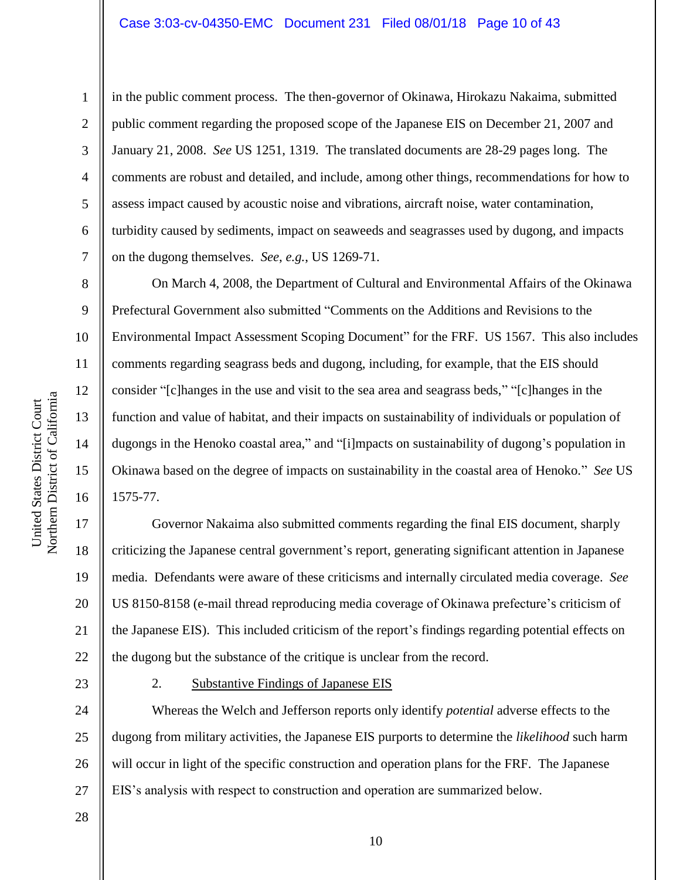in the public comment process. The then-governor of Okinawa, Hirokazu Nakaima, submitted public comment regarding the proposed scope of the Japanese EIS on December 21, 2007 and January 21, 2008. *See* US 1251, 1319. The translated documents are 28-29 pages long. The comments are robust and detailed, and include, among other things, recommendations for how to assess impact caused by acoustic noise and vibrations, aircraft noise, water contamination, turbidity caused by sediments, impact on seaweeds and seagrasses used by dugong, and impacts on the dugong themselves. *See*, *e.g.*, US 1269-71.

On March 4, 2008, the Department of Cultural and Environmental Affairs of the Okinawa Prefectural Government also submitted "Comments on the Additions and Revisions to the Environmental Impact Assessment Scoping Document" for the FRF. US 1567. This also includes comments regarding seagrass beds and dugong, including, for example, that the EIS should consider "[c]hanges in the use and visit to the sea area and seagrass beds," "[c]hanges in the function and value of habitat, and their impacts on sustainability of individuals or population of dugongs in the Henoko coastal area," and "[i]mpacts on sustainability of dugong's population in Okinawa based on the degree of impacts on sustainability in the coastal area of Henoko." *See* US 1575-77.

Governor Nakaima also submitted comments regarding the final EIS document, sharply criticizing the Japanese central government's report, generating significant attention in Japanese media. Defendants were aware of these criticisms and internally circulated media coverage. *See* US 8150-8158 (e-mail thread reproducing media coverage of Okinawa prefecture's criticism of the Japanese EIS). This included criticism of the report's findings regarding potential effects on the dugong but the substance of the critique is unclear from the record.

2. Substantive Findings of Japanese EIS

Whereas the Welch and Jefferson reports only identify *potential* adverse effects to the dugong from military activities, the Japanese EIS purports to determine the *likelihood* such harm will occur in light of the specific construction and operation plans for the FRF. The Japanese EIS's analysis with respect to construction and operation are summarized below.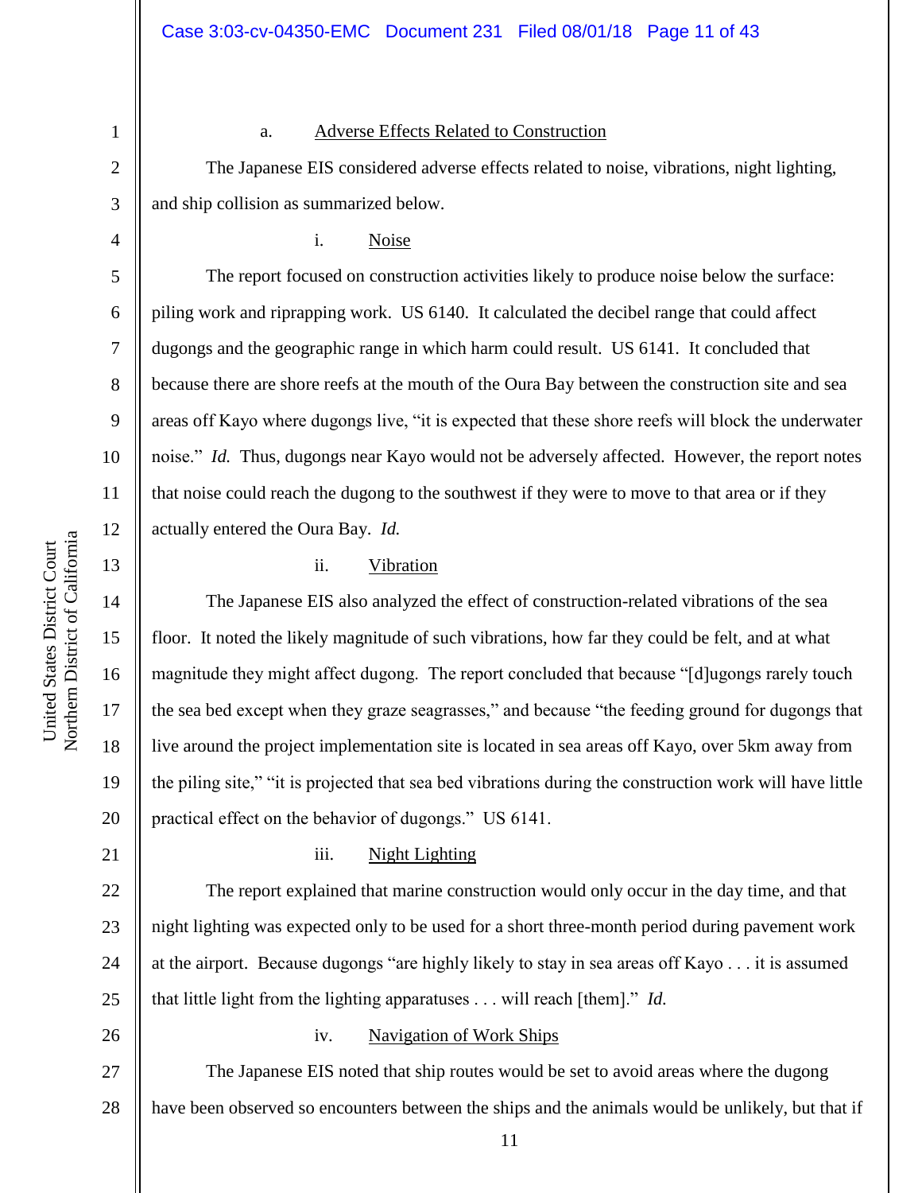a. Adverse Effects Related to Construction

The Japanese EIS considered adverse effects related to noise, vibrations, night lighting, and ship collision as summarized below.

i. Noise

The report focused on construction activities likely to produce noise below the surface: piling work and riprapping work. US 6140. It calculated the decibel range that could affect dugongs and the geographic range in which harm could result. US 6141. It concluded that because there are shore reefs at the mouth of the Oura Bay between the construction site and sea areas off Kayo where dugongs live, "it is expected that these shore reefs will block the underwater noise." *Id.* Thus, dugongs near Kayo would not be adversely affected. However, the report notes that noise could reach the dugong to the southwest if they were to move to that area or if they actually entered the Oura Bay. *Id.*

ii. Vibration

The Japanese EIS also analyzed the effect of construction-related vibrations of the sea floor. It noted the likely magnitude of such vibrations, how far they could be felt, and at what magnitude they might affect dugong. The report concluded that because "[d]ugongs rarely touch the sea bed except when they graze seagrasses," and because "the feeding ground for dugongs that live around the project implementation site is located in sea areas off Kayo, over 5km away from the piling site," "it is projected that sea bed vibrations during the construction work will have little practical effect on the behavior of dugongs." US 6141.

iii. Night Lighting

The report explained that marine construction would only occur in the day time, and that night lighting was expected only to be used for a short three-month period during pavement work at the airport. Because dugongs "are highly likely to stay in sea areas off Kayo . . . it is assumed that little light from the lighting apparatuses . . . will reach [them]." *Id.*

iv. Navigation of Work Ships

The Japanese EIS noted that ship routes would be set to avoid areas where the dugong have been observed so encounters between the ships and the animals would be unlikely, but that if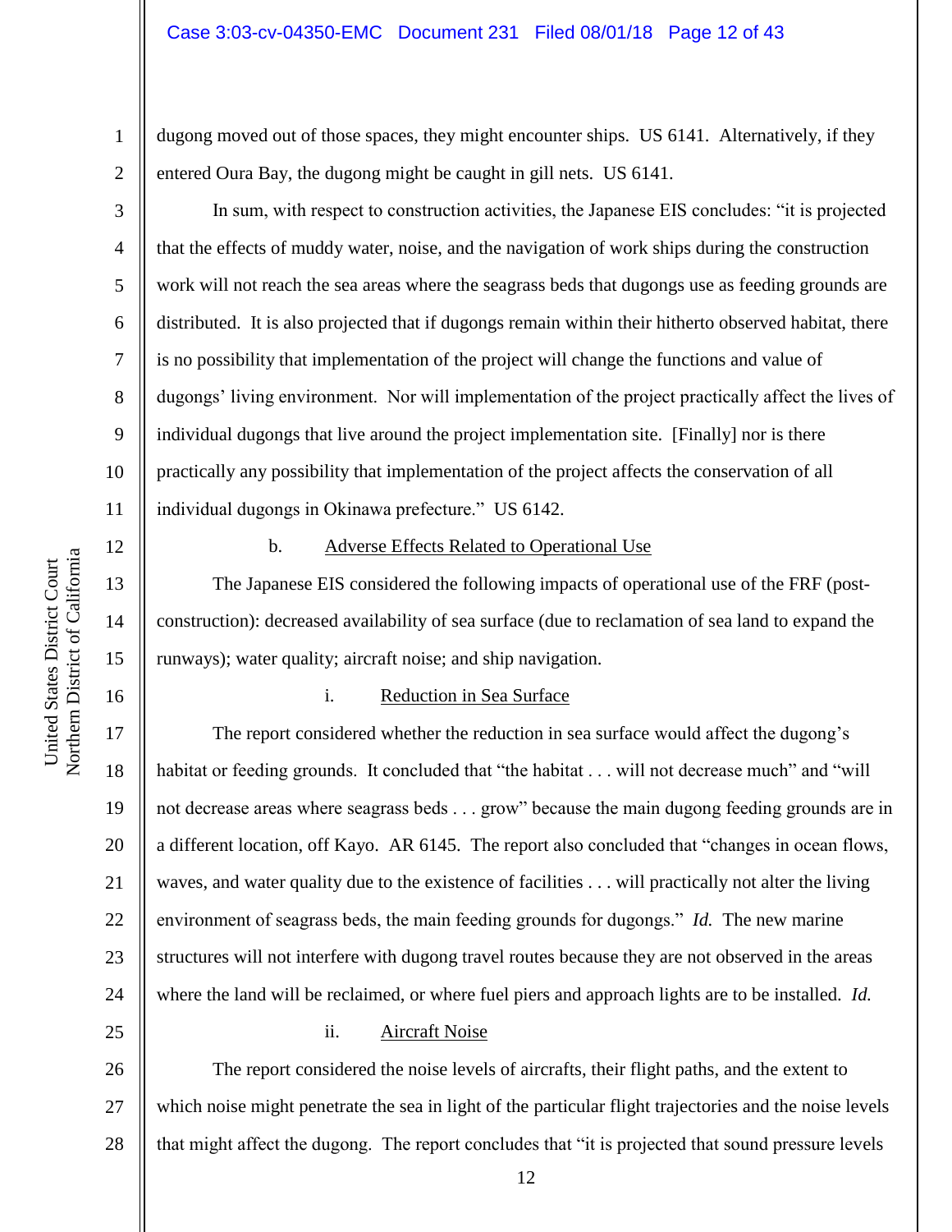dugong moved out of those spaces, they might encounter ships. US 6141. Alternatively, if they entered Oura Bay, the dugong might be caught in gill nets. US 6141.

In sum, with respect to construction activities, the Japanese EIS concludes: "it is projected that the effects of muddy water, noise, and the navigation of work ships during the construction work will not reach the sea areas where the seagrass beds that dugongs use as feeding grounds are distributed. It is also projected that if dugongs remain within their hitherto observed habitat, there is no possibility that implementation of the project will change the functions and value of dugongs' living environment. Nor will implementation of the project practically affect the lives of individual dugongs that live around the project implementation site. [Finally] nor is there practically any possibility that implementation of the project affects the conservation of all individual dugongs in Okinawa prefecture." US 6142.

b. Adverse Effects Related to Operational Use

The Japanese EIS considered the following impacts of operational use of the FRF (post-construction): decreased availability of sea surface (due to reclamation of sea land to expand the runways); water quality; aircraft noise; and ship navigation.

i. Reduction in Sea Surface

The report considered whether the reduction in sea surface would affect the dugong's habitat or feeding grounds. It concluded that "the habitat . . . will not decrease much" and "will not decrease areas where seagrass beds . . . grow" because the main dugong feeding grounds are in a different location, off Kayo. AR 6145. The report also concluded that "changes in ocean flows, waves, and water quality due to the existence of facilities . . . will practically not alter the living environment of seagrass beds, the main feeding grounds for dugongs." *Id.* The new marine structures will not interfere with dugong travel routes because they are not observed in the areas where the land will be reclaimed, or where fuel piers and approach lights are to be installed. *Id.*

ii. Aircraft Noise

The report considered the noise levels of aircrafts, their flight paths, and the extent to which noise might penetrate the sea in light of the particular flight trajectories and the noise levels that might affect the dugong. The report concludes that "it is projected that sound pressure levels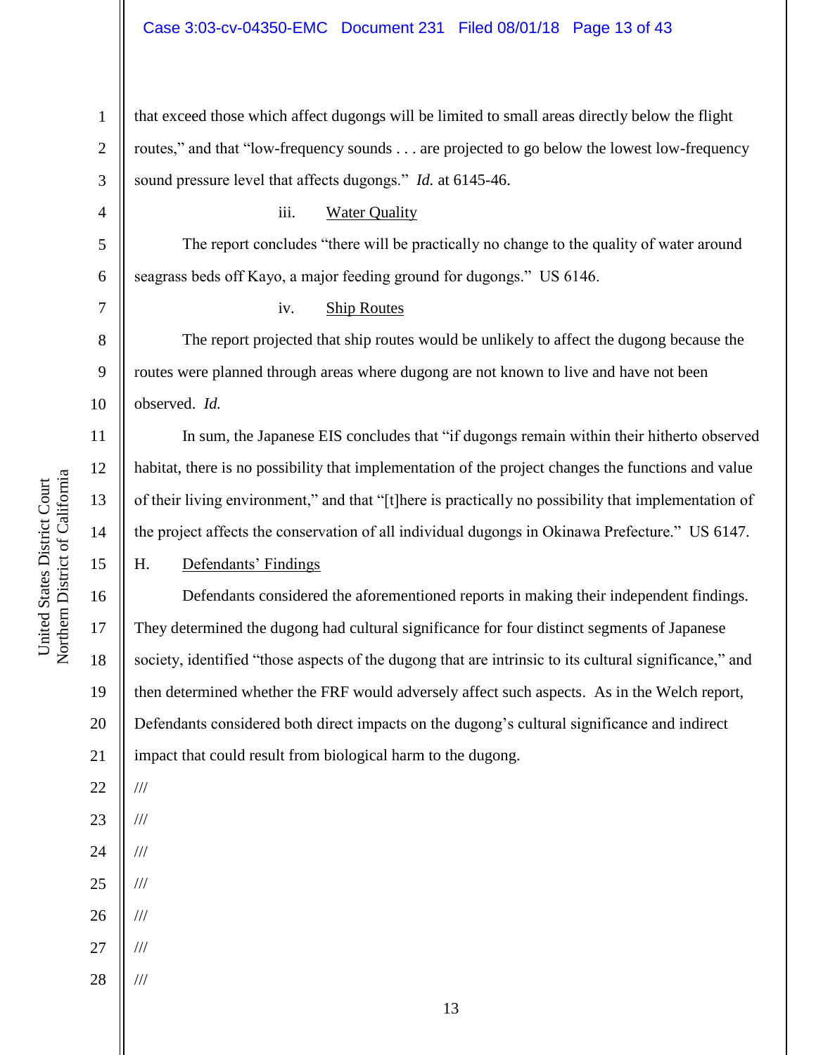that exceed those which affect dugongs will be limited to small areas directly below the flight routes," and that "low-frequency sounds . . . are projected to go below the lowest low-frequency sound pressure level that affects dugongs." *Id.* at 6145-46.

iii. Water Quality

The report concludes "there will be practically no change to the quality of water around seagrass beds off Kayo, a major feeding ground for dugongs." US 6146.

iv. Ship Routes

The report projected that ship routes would be unlikely to affect the dugong because the routes were planned through areas where dugong are not known to live and have not been observed. *Id.*

In sum, the Japanese EIS concludes that "if dugongs remain within their hitherto observed habitat, there is no possibility that implementation of the project changes the functions and value of their living environment," and that "[t]here is practically no possibility that implementation of the project affects the conservation of all individual dugongs in Okinawa Prefecture." US 6147.

## H. Defendants' Findings

Defendants considered the aforementioned reports in making their independent findings. They determined the dugong had cultural significance for four distinct segments of Japanese society, identified "those aspects of the dugong that are intrinsic to its cultural significance," and then determined whether the FRF would adversely affect such aspects. As in the Welch report, Defendants considered both direct impacts on the dugong's cultural significance and indirect impact that could result from biological harm to the dugong.

///

///

///

///

///

///

///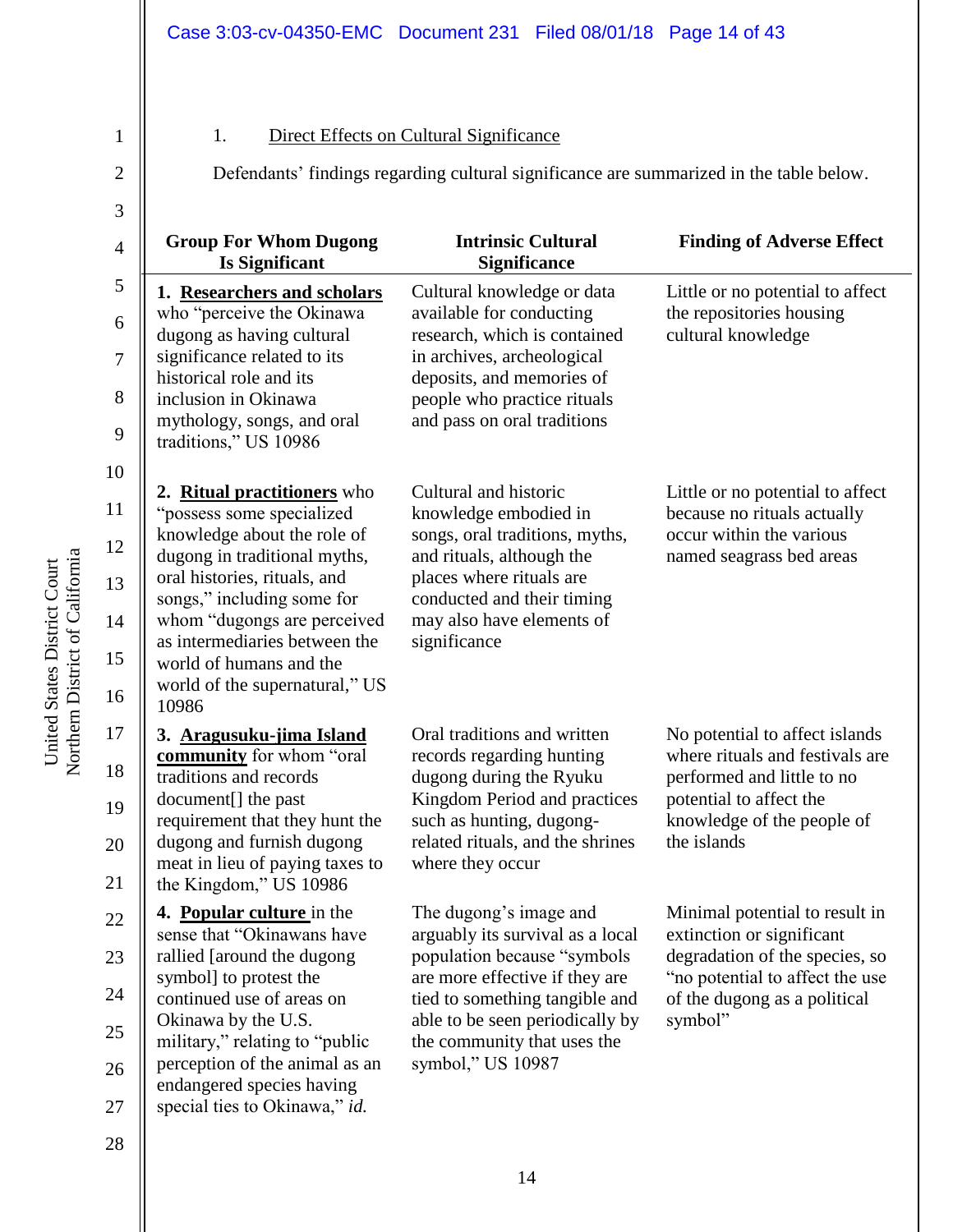1. <u>Direct Effects on Cultural Significance</u>

Defendants' findings regarding cultural significance are summarized in the table below.

| Group For Whom Dugong Is Significant | Intrinsic Cultural Significance | Finding of Adverse Effect |
|---|---|---|
| **1. <u>Researchers and scholars</u>** who "perceive the Okinawa dugong as having cultural significance related to its historical role and its inclusion in Okinawa mythology, songs, and oral traditions," US 10986 | Cultural knowledge or data available for conducting research, which is contained in archives, archeological deposits, and memories of people who practice rituals and pass on oral traditions | Little or no potential to affect the repositories housing cultural knowledge |
| **2. <u>Ritual practitioners</u>** who "possess some specialized knowledge about the role of dugong in traditional myths, oral histories, rituals, and songs," including some for whom "dugongs are perceived as intermediaries between the world of humans and the world of the supernatural," US 10986 | Cultural and historic knowledge embodied in songs, oral traditions, myths, and rituals, although the places where rituals are conducted and their timing may also have elements of significance | Little or no potential to affect because no rituals actually occur within the various named seagrass bed areas |
| **3. <u>Aragusuku-jima Island community</u>** for whom "oral traditions and records document[] the past requirement that they hunt the dugong and furnish dugong meat in lieu of paying taxes to the Kingdom," US 10986 | Oral traditions and written records regarding hunting dugong during the Ryuku Kingdom Period and practices such as hunting, dugong-related rituals, and the shrines where they occur | No potential to affect islands where rituals and festivals are performed and little to no potential to affect the knowledge of the people of the islands |
| **4. <u>Popular culture</u>** in the sense that "Okinawans have rallied [around the dugong symbol] to protest the continued use of areas on Okinawa by the U.S. military," relating to "public perception of the animal as an endangered species having special ties to Okinawa," *id.* | The dugong's image and arguably its survival as a local population because "symbols are more effective if they are tied to something tangible and able to be seen periodically by the community that uses the symbol," US 10987 | Minimal potential to result in extinction or significant degradation of the species, so "no potential to affect the use of the dugong as a political symbol" |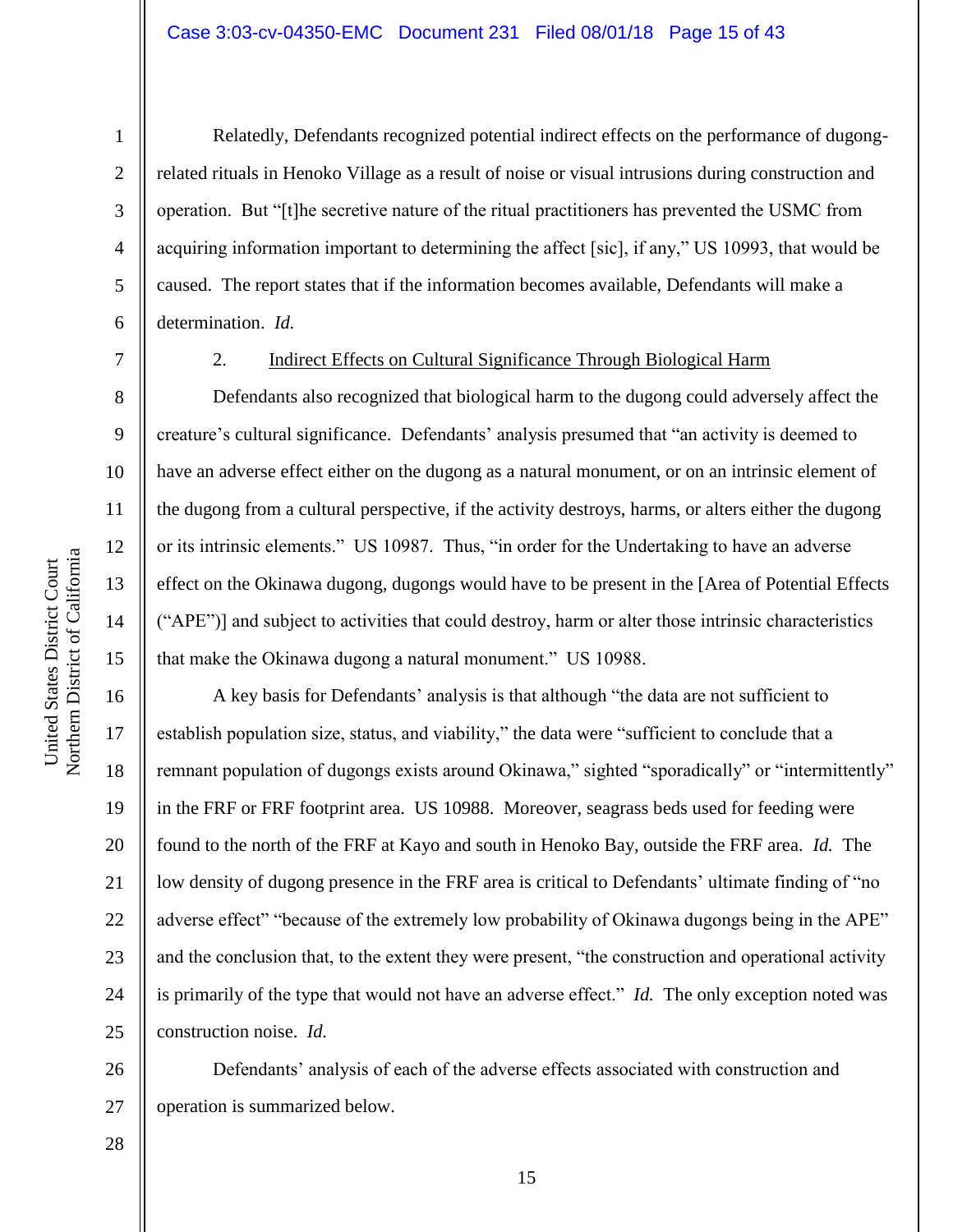Relatedly, Defendants recognized potential indirect effects on the performance of dugong-related rituals in Henoko Village as a result of noise or visual intrusions during construction and operation. But "[t]he secretive nature of the ritual practitioners has prevented the USMC from acquiring information important to determining the affect [sic], if any," US 10993, that would be caused. The report states that if the information becomes available, Defendants will make a determination. *Id.*

2. Indirect Effects on Cultural Significance Through Biological Harm

Defendants also recognized that biological harm to the dugong could adversely affect the creature's cultural significance. Defendants' analysis presumed that "an activity is deemed to have an adverse effect either on the dugong as a natural monument, or on an intrinsic element of the dugong from a cultural perspective, if the activity destroys, harms, or alters either the dugong or its intrinsic elements." US 10987. Thus, "in order for the Undertaking to have an adverse effect on the Okinawa dugong, dugongs would have to be present in the [Area of Potential Effects ("APE")] and subject to activities that could destroy, harm or alter those intrinsic characteristics that make the Okinawa dugong a natural monument." US 10988.

A key basis for Defendants' analysis is that although "the data are not sufficient to establish population size, status, and viability," the data were "sufficient to conclude that a remnant population of dugongs exists around Okinawa," sighted "sporadically" or "intermittently" in the FRF or FRF footprint area. US 10988. Moreover, seagrass beds used for feeding were found to the north of the FRF at Kayo and south in Henoko Bay, outside the FRF area. *Id.* The low density of dugong presence in the FRF area is critical to Defendants' ultimate finding of "no adverse effect" "because of the extremely low probability of Okinawa dugongs being in the APE" and the conclusion that, to the extent they were present, "the construction and operational activity is primarily of the type that would not have an adverse effect." *Id.* The only exception noted was construction noise. *Id.*

Defendants' analysis of each of the adverse effects associated with construction and operation is summarized below.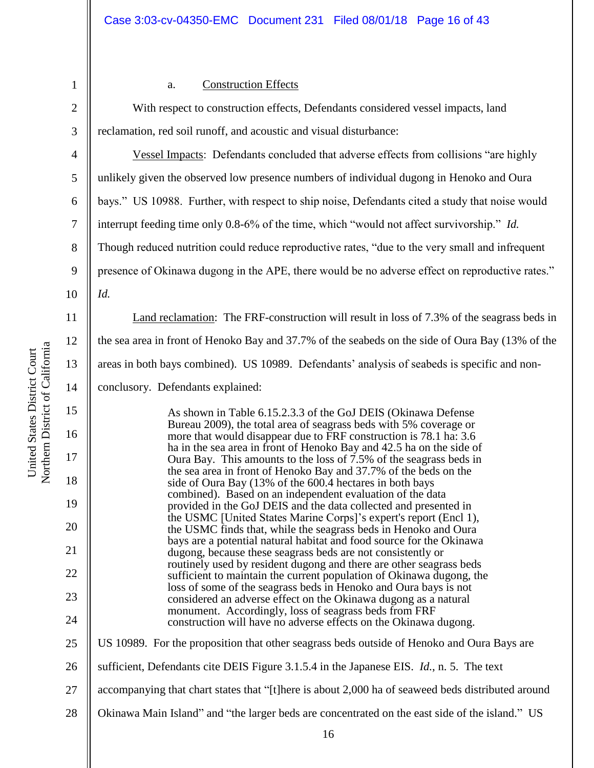a. <u>Construction Effects</u>

With respect to construction effects, Defendants considered vessel impacts, land reclamation, red soil runoff, and acoustic and visual disturbance:

<u>Vessel Impacts</u>: Defendants concluded that adverse effects from collisions "are highly unlikely given the observed low presence numbers of individual dugong in Henoko and Oura bays." US 10988. Further, with respect to ship noise, Defendants cited a study that noise would interrupt feeding time only 0.8-6% of the time, which "would not affect survivorship." *Id.* Though reduced nutrition could reduce reproductive rates, "due to the very small and infrequent presence of Okinawa dugong in the APE, there would be no adverse effect on reproductive rates." *Id.*

<u>Land reclamation</u>: The FRF-construction will result in loss of 7.3% of the seagrass beds in the sea area in front of Henoko Bay and 37.7% of the seabeds on the side of Oura Bay (13% of the areas in both bays combined). US 10989. Defendants' analysis of seabeds is specific and non-conclusory. Defendants explained:

> As shown in Table 6.15.2.3.3 of the GoJ DEIS (Okinawa Defense Bureau 2009), the total area of seagrass beds with 5% coverage or more that would disappear due to FRF construction is 78.1 ha: 3.6 ha in the sea area in front of Henoko Bay and 42.5 ha on the side of Oura Bay. This amounts to the loss of 7.5% of the seagrass beds in the sea area in front of Henoko Bay and 37.7% of the beds on the side of Oura Bay (13% of the 600.4 hectares in both bays combined). Based on an independent evaluation of the data provided in the GoJ DEIS and the data collected and presented in the USMC [United States Marine Corps]'s expert's report (Encl 1), the USMC finds that, while the seagrass beds in Henoko and Oura bays are a potential natural habitat and food source for the Okinawa dugong, because these seagrass beds are not consistently or routinely used by resident dugong and there are other seagrass beds sufficient to maintain the current population of Okinawa dugong, the loss of some of the seagrass beds in Henoko and Oura bays is not considered an adverse effect on the Okinawa dugong as a natural monument. Accordingly, loss of seagrass beds from FRF construction will have no adverse effects on the Okinawa dugong.

US 10989. For the proposition that other seagrass beds outside of Henoko and Oura Bays are sufficient, Defendants cite DEIS Figure 3.1.5.4 in the Japanese EIS. *Id.*, n. 5. The text accompanying that chart states that "[t]here is about 2,000 ha of seaweed beds distributed around Okinawa Main Island" and "the larger beds are concentrated on the east side of the island." US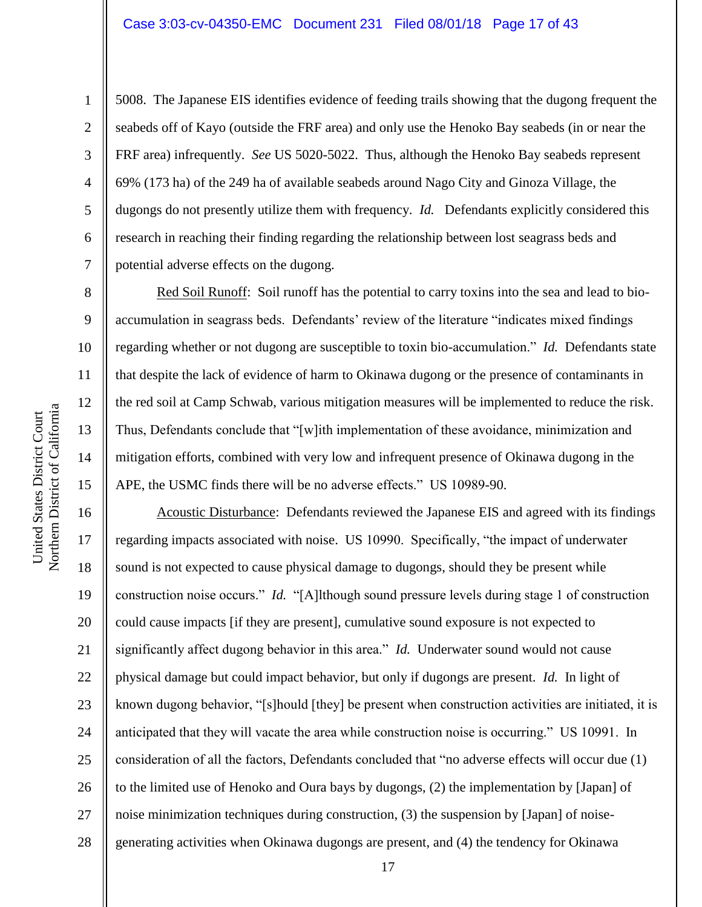5008. The Japanese EIS identifies evidence of feeding trails showing that the dugong frequent the seabeds off of Kayo (outside the FRF area) and only use the Henoko Bay seabeds (in or near the FRF area) infrequently. *See* US 5020-5022. Thus, although the Henoko Bay seabeds represent 69% (173 ha) of the 249 ha of available seabeds around Nago City and Ginoza Village, the dugongs do not presently utilize them with frequency. *Id.* Defendants explicitly considered this research in reaching their finding regarding the relationship between lost seagrass beds and potential adverse effects on the dugong.

Red Soil Runoff: Soil runoff has the potential to carry toxins into the sea and lead to bio-accumulation in seagrass beds. Defendants' review of the literature "indicates mixed findings regarding whether or not dugong are susceptible to toxin bio-accumulation." *Id.* Defendants state that despite the lack of evidence of harm to Okinawa dugong or the presence of contaminants in the red soil at Camp Schwab, various mitigation measures will be implemented to reduce the risk. Thus, Defendants conclude that "[w]ith implementation of these avoidance, minimization and mitigation efforts, combined with very low and infrequent presence of Okinawa dugong in the APE, the USMC finds there will be no adverse effects." US 10989-90.

Acoustic Disturbance: Defendants reviewed the Japanese EIS and agreed with its findings regarding impacts associated with noise. US 10990. Specifically, "the impact of underwater sound is not expected to cause physical damage to dugongs, should they be present while construction noise occurs." *Id.* "[A]lthough sound pressure levels during stage 1 of construction could cause impacts [if they are present], cumulative sound exposure is not expected to significantly affect dugong behavior in this area." *Id.* Underwater sound would not cause physical damage but could impact behavior, but only if dugongs are present. *Id.* In light of known dugong behavior, "[s]hould [they] be present when construction activities are initiated, it is anticipated that they will vacate the area while construction noise is occurring." US 10991. In consideration of all the factors, Defendants concluded that "no adverse effects will occur due (1) to the limited use of Henoko and Oura bays by dugongs, (2) the implementation by [Japan] of noise minimization techniques during construction, (3) the suspension by [Japan] of noise-generating activities when Okinawa dugongs are present, and (4) the tendency for Okinawa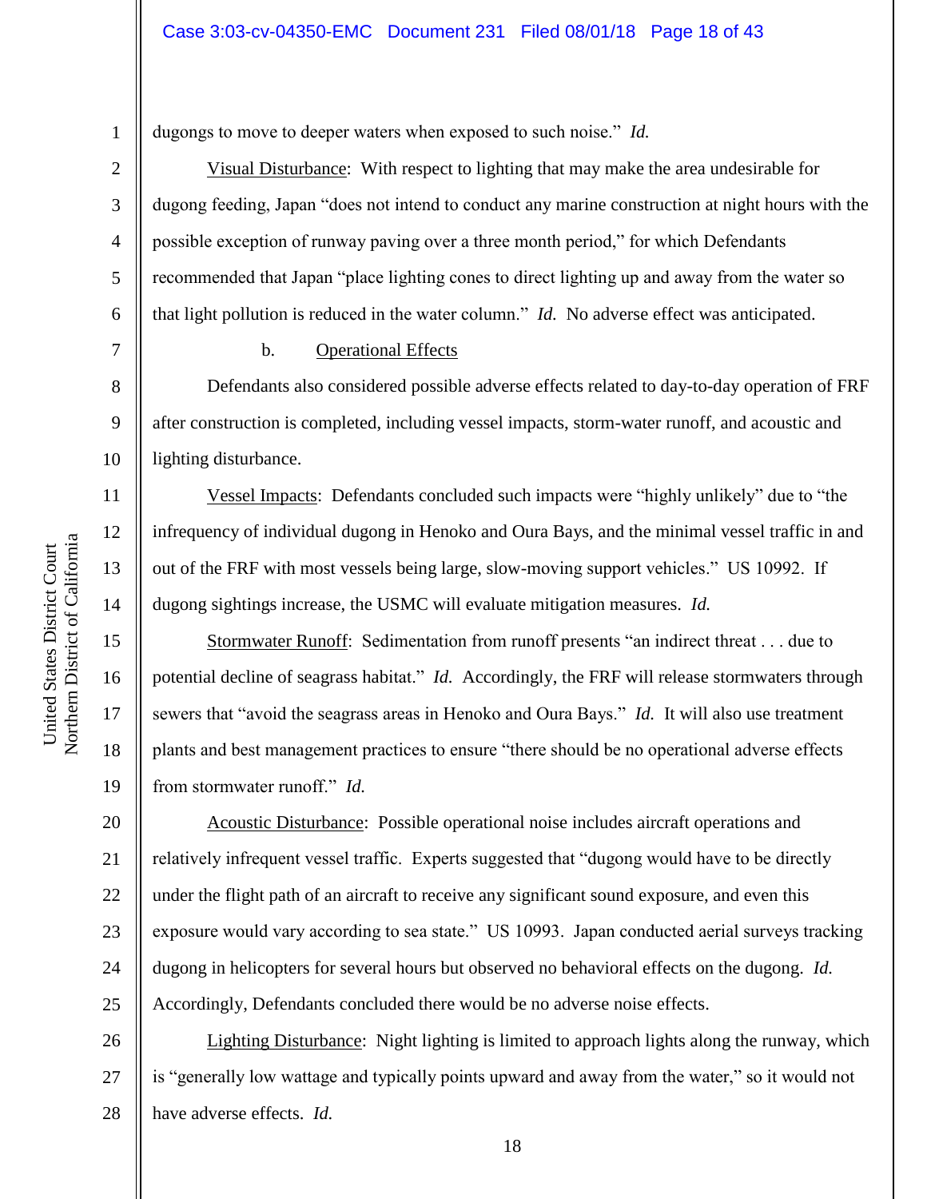dugongs to move to deeper waters when exposed to such noise." *Id.*

Visual Disturbance: With respect to lighting that may make the area undesirable for dugong feeding, Japan "does not intend to conduct any marine construction at night hours with the possible exception of runway paving over a three month period," for which Defendants recommended that Japan "place lighting cones to direct lighting up and away from the water so that light pollution is reduced in the water column." *Id.* No adverse effect was anticipated.

b. Operational Effects

Defendants also considered possible adverse effects related to day-to-day operation of FRF after construction is completed, including vessel impacts, storm-water runoff, and acoustic and lighting disturbance.

Vessel Impacts: Defendants concluded such impacts were "highly unlikely" due to "the infrequency of individual dugong in Henoko and Oura Bays, and the minimal vessel traffic in and out of the FRF with most vessels being large, slow-moving support vehicles." US 10992. If dugong sightings increase, the USMC will evaluate mitigation measures. *Id.*

Stormwater Runoff: Sedimentation from runoff presents "an indirect threat . . . due to potential decline of seagrass habitat." *Id.* Accordingly, the FRF will release stormwaters through sewers that "avoid the seagrass areas in Henoko and Oura Bays." *Id.* It will also use treatment plants and best management practices to ensure "there should be no operational adverse effects from stormwater runoff." *Id.*

Acoustic Disturbance: Possible operational noise includes aircraft operations and relatively infrequent vessel traffic. Experts suggested that "dugong would have to be directly under the flight path of an aircraft to receive any significant sound exposure, and even this exposure would vary according to sea state." US 10993. Japan conducted aerial surveys tracking dugong in helicopters for several hours but observed no behavioral effects on the dugong. *Id.* Accordingly, Defendants concluded there would be no adverse noise effects.

Lighting Disturbance: Night lighting is limited to approach lights along the runway, which is "generally low wattage and typically points upward and away from the water," so it would not have adverse effects. *Id.*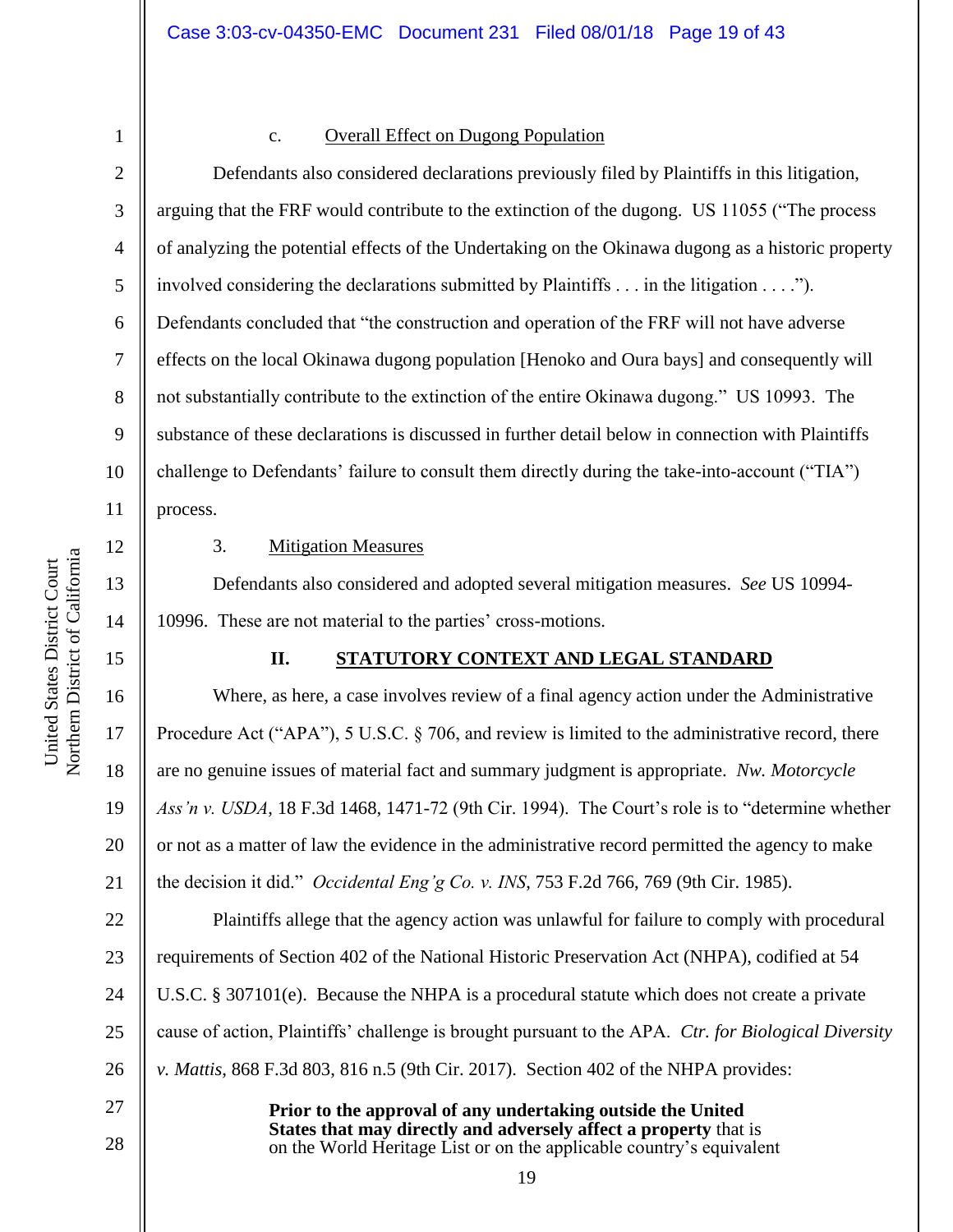c. Overall Effect on Dugong Population

Defendants also considered declarations previously filed by Plaintiffs in this litigation, arguing that the FRF would contribute to the extinction of the dugong. US 11055 ("The process of analyzing the potential effects of the Undertaking on the Okinawa dugong as a historic property involved considering the declarations submitted by Plaintiffs . . . in the litigation . . . ."). Defendants concluded that "the construction and operation of the FRF will not have adverse effects on the local Okinawa dugong population [Henoko and Oura bays] and consequently will not substantially contribute to the extinction of the entire Okinawa dugong." US 10993. The substance of these declarations is discussed in further detail below in connection with Plaintiffs challenge to Defendants' failure to consult them directly during the take-into-account ("TIA") process.

3. Mitigation Measures

Defendants also considered and adopted several mitigation measures. *See* US 10994-10996. These are not material to the parties' cross-motions.

## II. STATUTORY CONTEXT AND LEGAL STANDARD

Where, as here, a case involves review of a final agency action under the Administrative Procedure Act ("APA"), 5 U.S.C. § 706, and review is limited to the administrative record, there are no genuine issues of material fact and summary judgment is appropriate. *Nw. Motorcycle Ass'n v. USDA*, 18 F.3d 1468, 1471-72 (9th Cir. 1994). The Court's role is to "determine whether or not as a matter of law the evidence in the administrative record permitted the agency to make the decision it did." *Occidental Eng'g Co. v. INS*, 753 F.2d 766, 769 (9th Cir. 1985).

Plaintiffs allege that the agency action was unlawful for failure to comply with procedural requirements of Section 402 of the National Historic Preservation Act (NHPA), codified at 54 U.S.C. § 307101(e). Because the NHPA is a procedural statute which does not create a private cause of action, Plaintiffs' challenge is brought pursuant to the APA. *Ctr. for Biological Diversity v. Mattis*, 868 F.3d 803, 816 n.5 (9th Cir. 2017). Section 402 of the NHPA provides:

> **Prior to the approval of any undertaking outside the United States that may directly and adversely affect a property** that is on the World Heritage List or on the applicable country's equivalent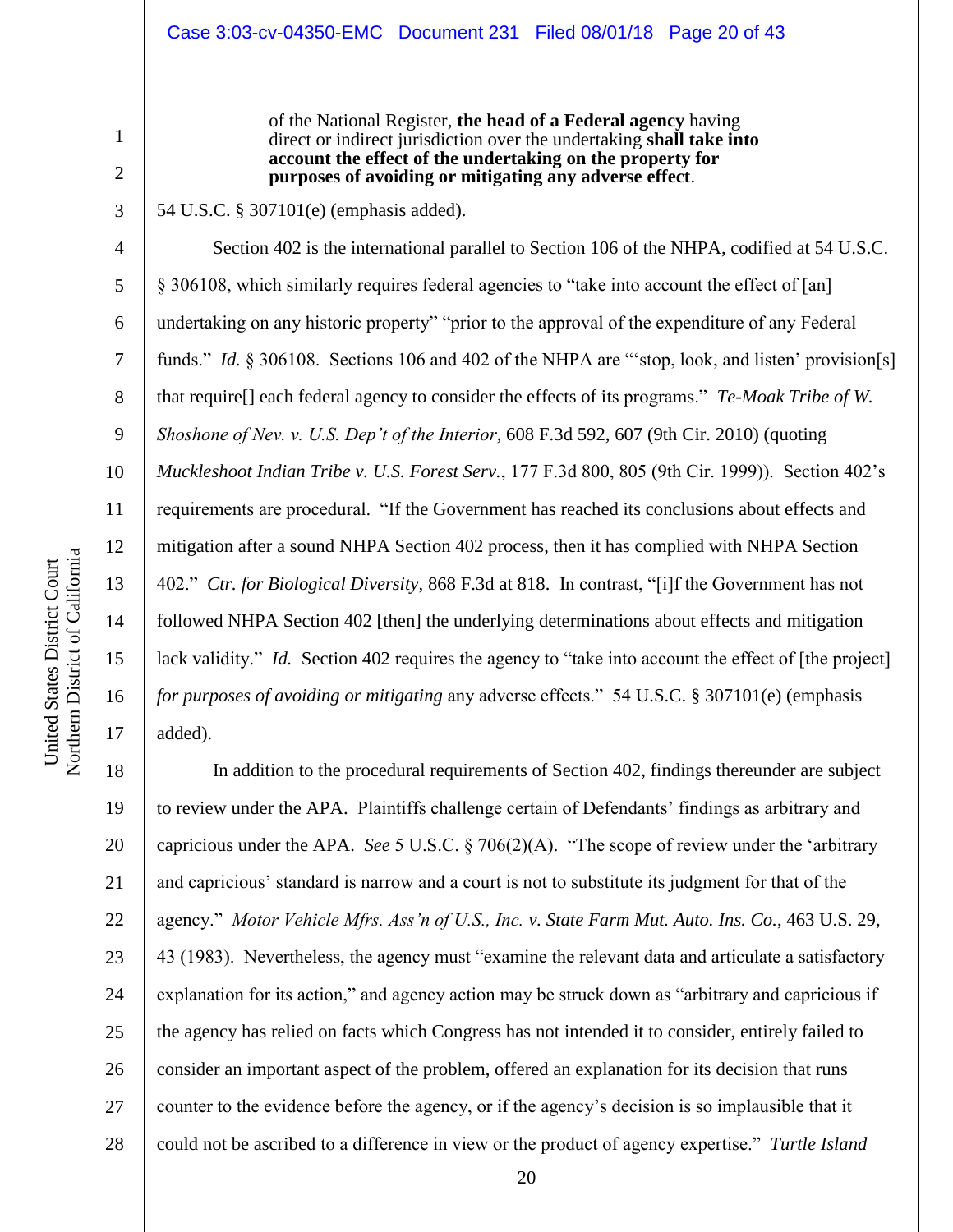> of the National Register, **the head of a Federal agency** having direct or indirect jurisdiction over the undertaking **shall take into account the effect of the undertaking on the property for purposes of avoiding or mitigating any adverse effect**.

54 U.S.C. § 307101(e) (emphasis added).

Section 402 is the international parallel to Section 106 of the NHPA, codified at 54 U.S.C. § 306108, which similarly requires federal agencies to "take into account the effect of [an] undertaking on any historic property" "prior to the approval of the expenditure of any Federal funds." *Id.* § 306108. Sections 106 and 402 of the NHPA are "'stop, look, and listen' provision[s] that require[] each federal agency to consider the effects of its programs." *Te-Moak Tribe of W. Shoshone of Nev. v. U.S. Dep't of the Interior*, 608 F.3d 592, 607 (9th Cir. 2010) (quoting *Muckleshoot Indian Tribe v. U.S. Forest Serv.*, 177 F.3d 800, 805 (9th Cir. 1999)). Section 402's requirements are procedural. "If the Government has reached its conclusions about effects and mitigation after a sound NHPA Section 402 process, then it has complied with NHPA Section 402." *Ctr. for Biological Diversity*, 868 F.3d at 818. In contrast, "[i]f the Government has not followed NHPA Section 402 [then] the underlying determinations about effects and mitigation lack validity." *Id.* Section 402 requires the agency to "take into account the effect of [the project] *for purposes of avoiding or mitigating* any adverse effects." 54 U.S.C. § 307101(e) (emphasis added).

In addition to the procedural requirements of Section 402, findings thereunder are subject to review under the APA. Plaintiffs challenge certain of Defendants' findings as arbitrary and capricious under the APA. *See* 5 U.S.C. § 706(2)(A). "The scope of review under the 'arbitrary and capricious' standard is narrow and a court is not to substitute its judgment for that of the agency." *Motor Vehicle Mfrs. Ass'n of U.S., Inc. v. State Farm Mut. Auto. Ins. Co.*, 463 U.S. 29, 43 (1983). Nevertheless, the agency must "examine the relevant data and articulate a satisfactory explanation for its action," and agency action may be struck down as "arbitrary and capricious if the agency has relied on facts which Congress has not intended it to consider, entirely failed to consider an important aspect of the problem, offered an explanation for its decision that runs counter to the evidence before the agency, or if the agency's decision is so implausible that it could not be ascribed to a difference in view or the product of agency expertise." *Turtle Island*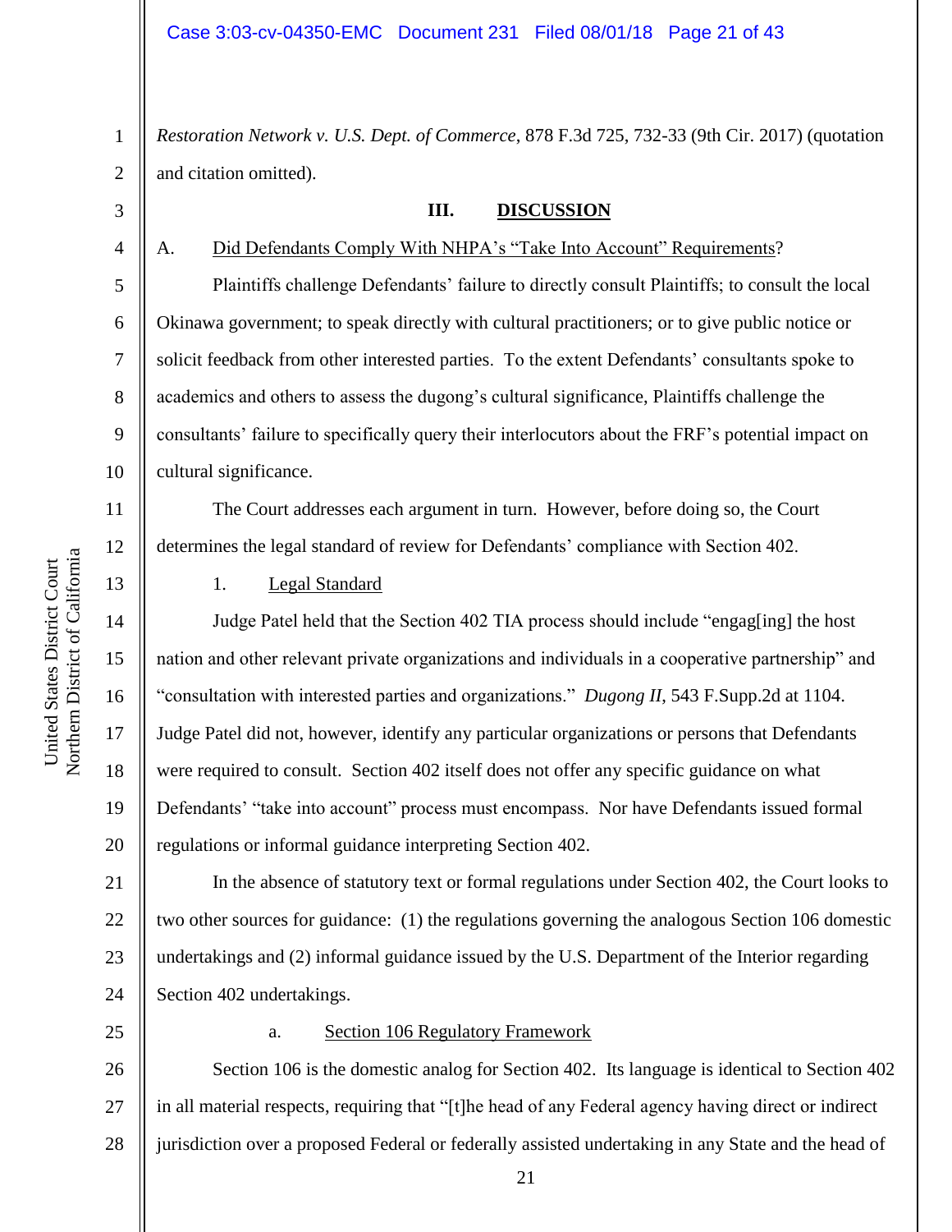*Restoration Network v. U.S. Dept. of Commerce*, 878 F.3d 725, 732-33 (9th Cir. 2017) (quotation and citation omitted).

## III. DISCUSSION

### A. Did Defendants Comply With NHPA's "Take Into Account" Requirements?

Plaintiffs challenge Defendants' failure to directly consult Plaintiffs; to consult the local Okinawa government; to speak directly with cultural practitioners; or to give public notice or solicit feedback from other interested parties. To the extent Defendants' consultants spoke to academics and others to assess the dugong's cultural significance, Plaintiffs challenge the consultants' failure to specifically query their interlocutors about the FRF's potential impact on cultural significance.

The Court addresses each argument in turn. However, before doing so, the Court determines the legal standard of review for Defendants' compliance with Section 402.

#### 1. Legal Standard

Judge Patel held that the Section 402 TIA process should include "engag[ing] the host nation and other relevant private organizations and individuals in a cooperative partnership" and "consultation with interested parties and organizations." *Dugong II*, 543 F.Supp.2d at 1104. Judge Patel did not, however, identify any particular organizations or persons that Defendants were required to consult. Section 402 itself does not offer any specific guidance on what Defendants' "take into account" process must encompass. Nor have Defendants issued formal regulations or informal guidance interpreting Section 402.

In the absence of statutory text or formal regulations under Section 402, the Court looks to two other sources for guidance: (1) the regulations governing the analogous Section 106 domestic undertakings and (2) informal guidance issued by the U.S. Department of the Interior regarding Section 402 undertakings.

##### a. Section 106 Regulatory Framework

Section 106 is the domestic analog for Section 402. Its language is identical to Section 402 in all material respects, requiring that "[t]he head of any Federal agency having direct or indirect jurisdiction over a proposed Federal or federally assisted undertaking in any State and the head of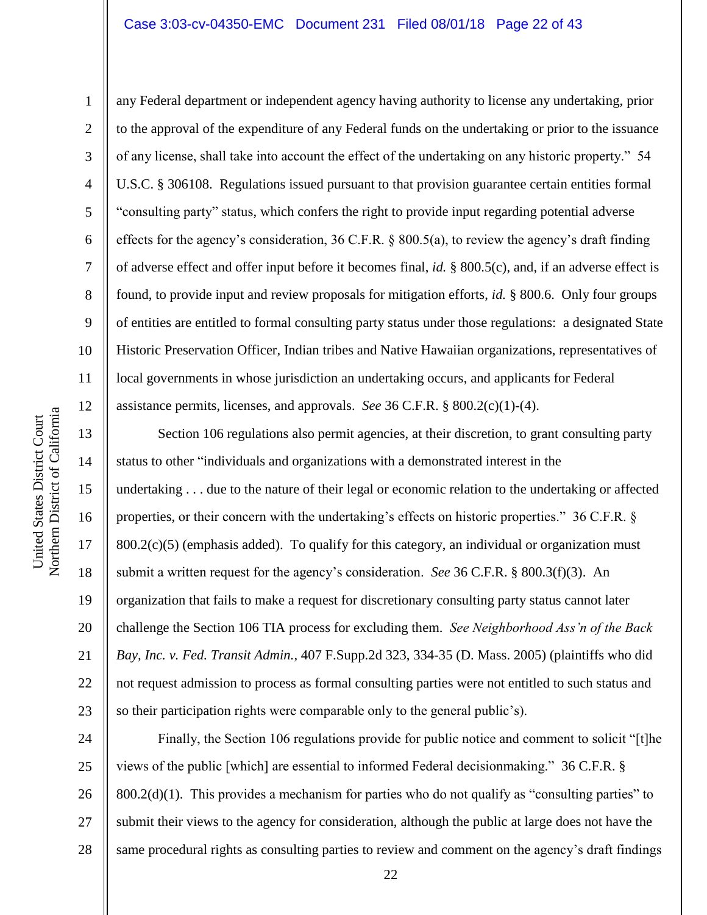any Federal department or independent agency having authority to license any undertaking, prior to the approval of the expenditure of any Federal funds on the undertaking or prior to the issuance of any license, shall take into account the effect of the undertaking on any historic property." 54 U.S.C. § 306108. Regulations issued pursuant to that provision guarantee certain entities formal "consulting party" status, which confers the right to provide input regarding potential adverse effects for the agency's consideration, 36 C.F.R. § 800.5(a), to review the agency's draft finding of adverse effect and offer input before it becomes final, *id.* § 800.5(c), and, if an adverse effect is found, to provide input and review proposals for mitigation efforts, *id.* § 800.6. Only four groups of entities are entitled to formal consulting party status under those regulations: a designated State Historic Preservation Officer, Indian tribes and Native Hawaiian organizations, representatives of local governments in whose jurisdiction an undertaking occurs, and applicants for Federal assistance permits, licenses, and approvals. *See* 36 C.F.R. § 800.2(c)(1)-(4).

Section 106 regulations also permit agencies, at their discretion, to grant consulting party status to other "individuals and organizations with a demonstrated interest in the undertaking . . . due to the nature of their legal or economic relation to the undertaking or affected properties, or their concern with the undertaking's effects on historic properties." 36 C.F.R. § 800.2(c)(5) (emphasis added). To qualify for this category, an individual or organization must submit a written request for the agency's consideration. *See* 36 C.F.R. § 800.3(f)(3). An organization that fails to make a request for discretionary consulting party status cannot later challenge the Section 106 TIA process for excluding them. *See Neighborhood Ass'n of the Back Bay, Inc. v. Fed. Transit Admin.*, 407 F.Supp.2d 323, 334-35 (D. Mass. 2005) (plaintiffs who did not request admission to process as formal consulting parties were not entitled to such status and so their participation rights were comparable only to the general public's).

Finally, the Section 106 regulations provide for public notice and comment to solicit "[t]he views of the public [which] are essential to informed Federal decisionmaking." 36 C.F.R. § 800.2(d)(1). This provides a mechanism for parties who do not qualify as "consulting parties" to submit their views to the agency for consideration, although the public at large does not have the same procedural rights as consulting parties to review and comment on the agency's draft findings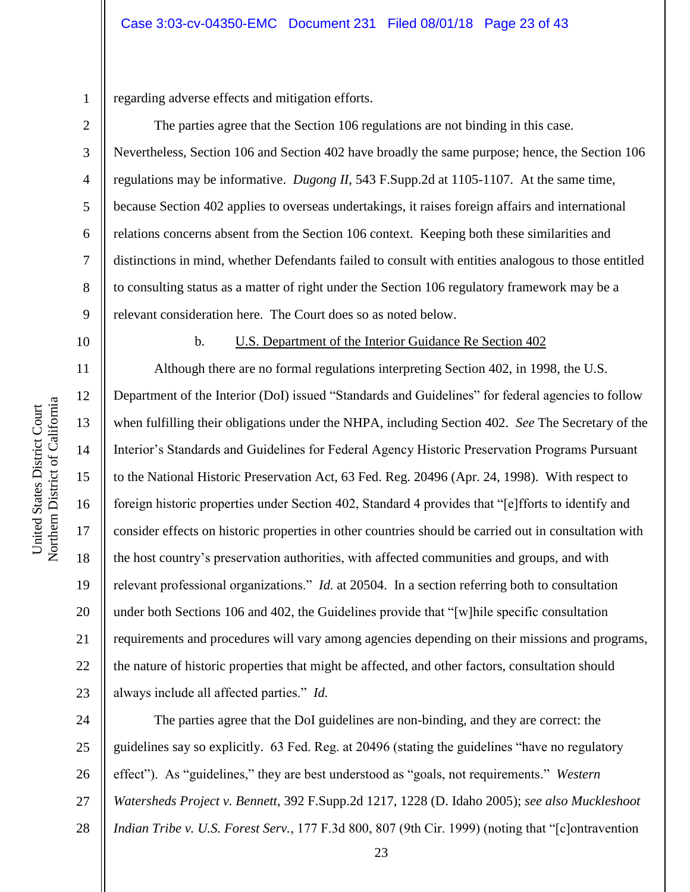regarding adverse effects and mitigation efforts.

The parties agree that the Section 106 regulations are not binding in this case. Nevertheless, Section 106 and Section 402 have broadly the same purpose; hence, the Section 106 regulations may be informative. *Dugong II*, 543 F.Supp.2d at 1105-1107. At the same time, because Section 402 applies to overseas undertakings, it raises foreign affairs and international relations concerns absent from the Section 106 context. Keeping both these similarities and distinctions in mind, whether Defendants failed to consult with entities analogous to those entitled to consulting status as a matter of right under the Section 106 regulatory framework may be a relevant consideration here. The Court does so as noted below.

b. U.S. Department of the Interior Guidance Re Section 402

Although there are no formal regulations interpreting Section 402, in 1998, the U.S. Department of the Interior (DoI) issued "Standards and Guidelines" for federal agencies to follow when fulfilling their obligations under the NHPA, including Section 402. *See* The Secretary of the Interior's Standards and Guidelines for Federal Agency Historic Preservation Programs Pursuant to the National Historic Preservation Act, 63 Fed. Reg. 20496 (Apr. 24, 1998). With respect to foreign historic properties under Section 402, Standard 4 provides that "[e]fforts to identify and consider effects on historic properties in other countries should be carried out in consultation with the host country's preservation authorities, with affected communities and groups, and with relevant professional organizations." *Id.* at 20504. In a section referring both to consultation under both Sections 106 and 402, the Guidelines provide that "[w]hile specific consultation requirements and procedures will vary among agencies depending on their missions and programs, the nature of historic properties that might be affected, and other factors, consultation should always include all affected parties." *Id.*

The parties agree that the DoI guidelines are non-binding, and they are correct: the guidelines say so explicitly. 63 Fed. Reg. at 20496 (stating the guidelines "have no regulatory effect"). As "guidelines," they are best understood as "goals, not requirements." *Western Watersheds Project v. Bennett*, 392 F.Supp.2d 1217, 1228 (D. Idaho 2005); *see also Muckleshoot Indian Tribe v. U.S. Forest Serv.*, 177 F.3d 800, 807 (9th Cir. 1999) (noting that "[c]ontravention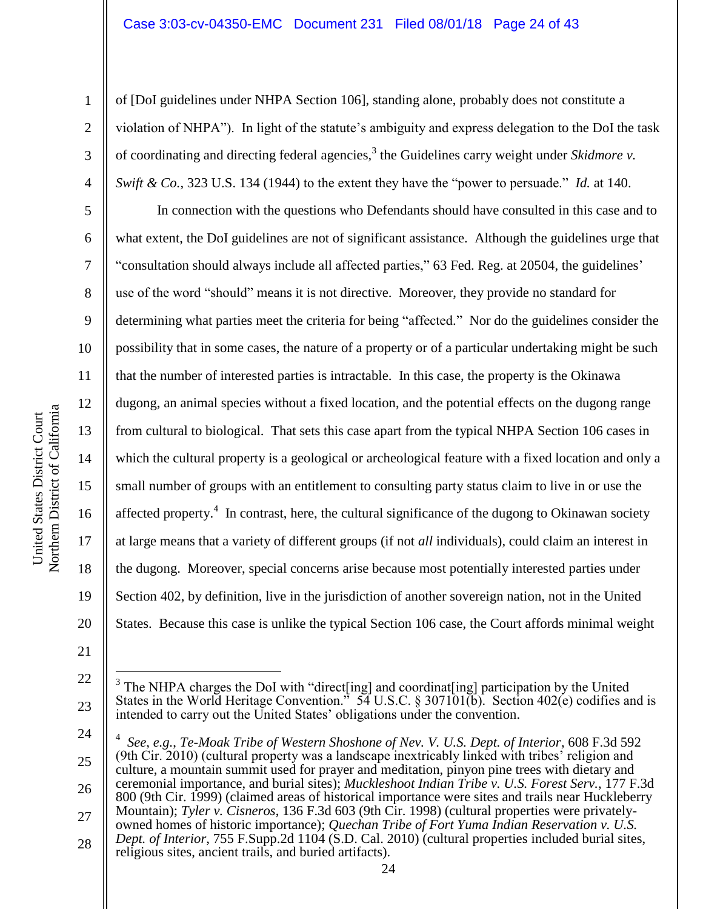of [DoI guidelines under NHPA Section 106], standing alone, probably does not constitute a violation of NHPA"). In light of the statute's ambiguity and express delegation to the DoI the task of coordinating and directing federal agencies,[3] the Guidelines carry weight under *Skidmore v. Swift & Co.*, 323 U.S. 134 (1944) to the extent they have the "power to persuade." *Id.* at 140.

In connection with the questions who Defendants should have consulted in this case and to what extent, the DoI guidelines are not of significant assistance. Although the guidelines urge that "consultation should always include all affected parties," 63 Fed. Reg. at 20504, the guidelines' use of the word "should" means it is not directive. Moreover, they provide no standard for determining what parties meet the criteria for being "affected." Nor do the guidelines consider the possibility that in some cases, the nature of a property or of a particular undertaking might be such that the number of interested parties is intractable. In this case, the property is the Okinawa dugong, an animal species without a fixed location, and the potential effects on the dugong range from cultural to biological. That sets this case apart from the typical NHPA Section 106 cases in which the cultural property is a geological or archeological feature with a fixed location and only a small number of groups with an entitlement to consulting party status claim to live in or use the affected property.[4] In contrast, here, the cultural significance of the dugong to Okinawan society at large means that a variety of different groups (if not *all* individuals), could claim an interest in the dugong. Moreover, special concerns arise because most potentially interested parties under Section 402, by definition, live in the jurisdiction of another sovereign nation, not in the United States. Because this case is unlike the typical Section 106 case, the Court affords minimal weight

---

[3] The NHPA charges the DoI with "direct[ing] and coordinat[ing] participation by the United States in the World Heritage Convention." 54 U.S.C. § 307101(b). Section 402(e) codifies and is intended to carry out the United States' obligations under the convention.

[4] *See, e.g.*, *Te-Moak Tribe of Western Shoshone of Nev. V. U.S. Dept. of Interior*, 608 F.3d 592 (9th Cir. 2010) (cultural property was a landscape inextricably linked with tribes' religion and culture, a mountain summit used for prayer and meditation, pinyon pine trees with dietary and ceremonial importance, and burial sites); *Muckleshoot Indian Tribe v. U.S. Forest Serv.*, 177 F.3d 800 (9th Cir. 1999) (claimed areas of historical importance were sites and trails near Huckleberry Mountain); *Tyler v. Cisneros*, 136 F.3d 603 (9th Cir. 1998) (cultural properties were privately-owned homes of historic importance); *Quechan Tribe of Fort Yuma Indian Reservation v. U.S. Dept. of Interior*, 755 F.Supp.2d 1104 (S.D. Cal. 2010) (cultural properties included burial sites, religious sites, ancient trails, and buried artifacts).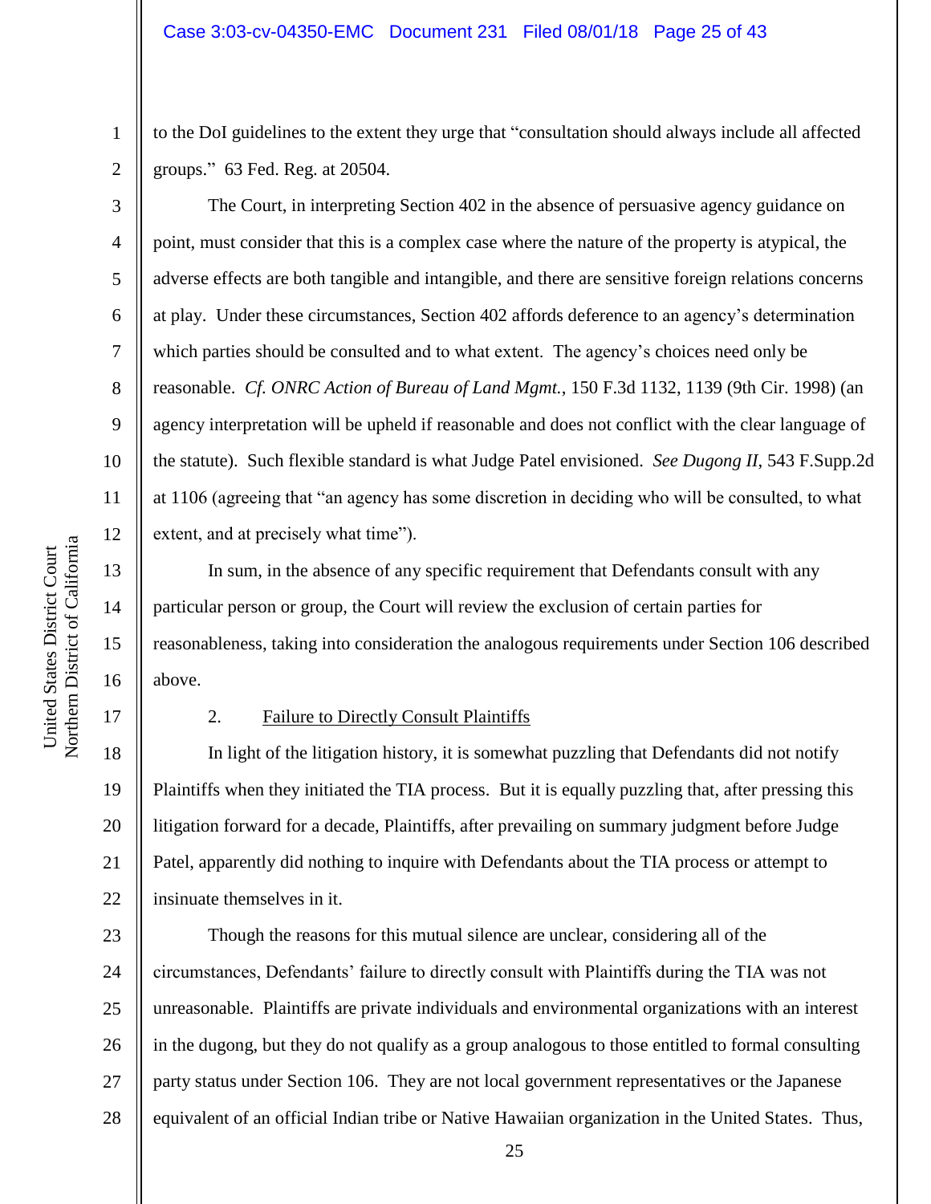to the DoI guidelines to the extent they urge that "consultation should always include all affected groups." 63 Fed. Reg. at 20504.

The Court, in interpreting Section 402 in the absence of persuasive agency guidance on point, must consider that this is a complex case where the nature of the property is atypical, the adverse effects are both tangible and intangible, and there are sensitive foreign relations concerns at play. Under these circumstances, Section 402 affords deference to an agency's determination which parties should be consulted and to what extent. The agency's choices need only be reasonable. *Cf. ONRC Action of Bureau of Land Mgmt.*, 150 F.3d 1132, 1139 (9th Cir. 1998) (an agency interpretation will be upheld if reasonable and does not conflict with the clear language of the statute). Such flexible standard is what Judge Patel envisioned. *See Dugong II*, 543 F.Supp.2d at 1106 (agreeing that "an agency has some discretion in deciding who will be consulted, to what extent, and at precisely what time").

In sum, in the absence of any specific requirement that Defendants consult with any particular person or group, the Court will review the exclusion of certain parties for reasonableness, taking into consideration the analogous requirements under Section 106 described above.

2. Failure to Directly Consult Plaintiffs

In light of the litigation history, it is somewhat puzzling that Defendants did not notify Plaintiffs when they initiated the TIA process. But it is equally puzzling that, after pressing this litigation forward for a decade, Plaintiffs, after prevailing on summary judgment before Judge Patel, apparently did nothing to inquire with Defendants about the TIA process or attempt to insinuate themselves in it.

Though the reasons for this mutual silence are unclear, considering all of the circumstances, Defendants' failure to directly consult with Plaintiffs during the TIA was not unreasonable. Plaintiffs are private individuals and environmental organizations with an interest in the dugong, but they do not qualify as a group analogous to those entitled to formal consulting party status under Section 106. They are not local government representatives or the Japanese equivalent of an official Indian tribe or Native Hawaiian organization in the United States. Thus,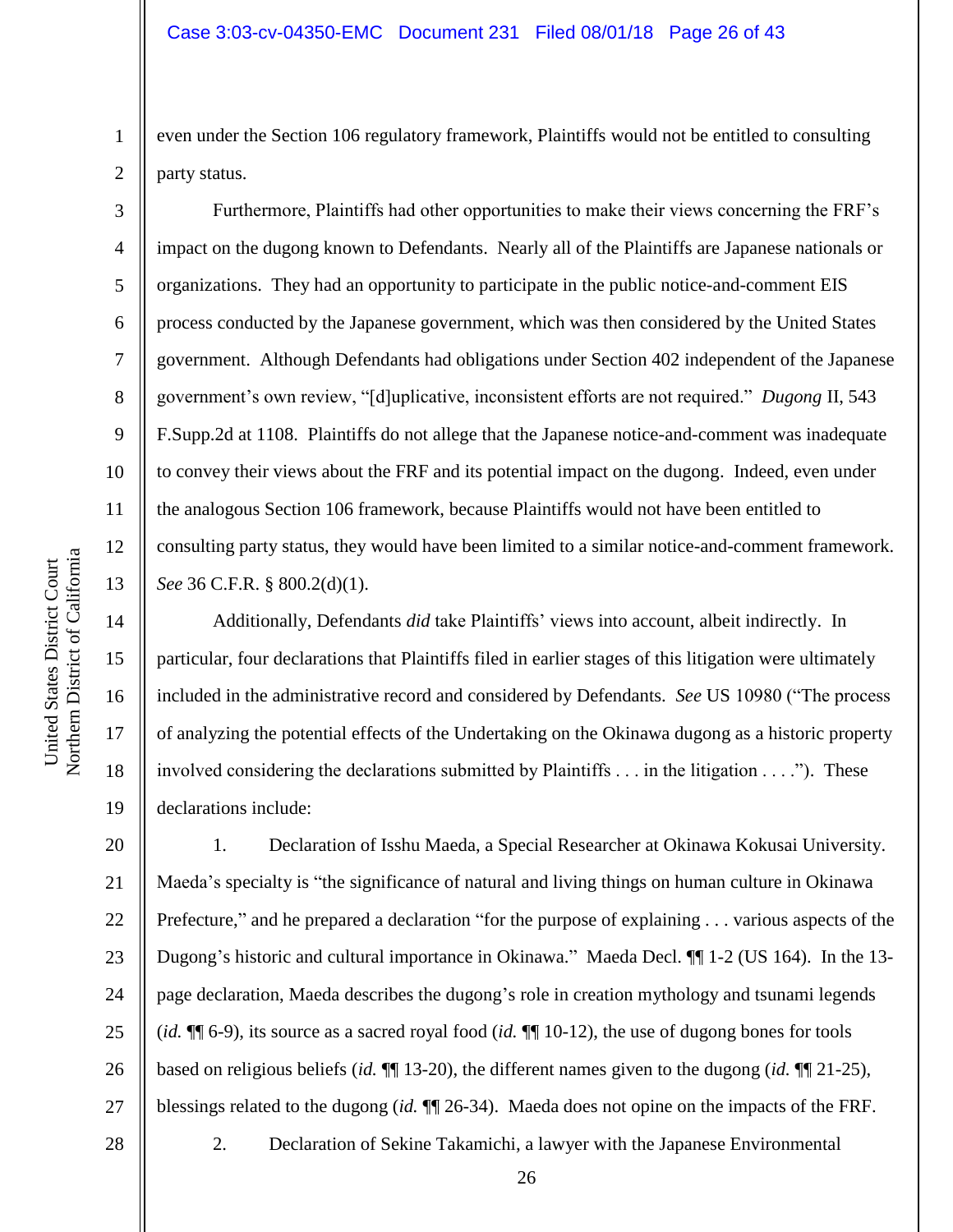even under the Section 106 regulatory framework, Plaintiffs would not be entitled to consulting party status.

Furthermore, Plaintiffs had other opportunities to make their views concerning the FRF's impact on the dugong known to Defendants. Nearly all of the Plaintiffs are Japanese nationals or organizations. They had an opportunity to participate in the public notice-and-comment EIS process conducted by the Japanese government, which was then considered by the United States government. Although Defendants had obligations under Section 402 independent of the Japanese government's own review, "[d]uplicative, inconsistent efforts are not required." *Dugong* II, 543 F.Supp.2d at 1108. Plaintiffs do not allege that the Japanese notice-and-comment was inadequate to convey their views about the FRF and its potential impact on the dugong. Indeed, even under the analogous Section 106 framework, because Plaintiffs would not have been entitled to consulting party status, they would have been limited to a similar notice-and-comment framework. *See* 36 C.F.R. § 800.2(d)(1).

Additionally, Defendants *did* take Plaintiffs' views into account, albeit indirectly. In particular, four declarations that Plaintiffs filed in earlier stages of this litigation were ultimately included in the administrative record and considered by Defendants. *See* US 10980 ("The process of analyzing the potential effects of the Undertaking on the Okinawa dugong as a historic property involved considering the declarations submitted by Plaintiffs . . . in the litigation . . . ."). These declarations include:

1. Declaration of Isshu Maeda, a Special Researcher at Okinawa Kokusai University. Maeda's specialty is "the significance of natural and living things on human culture in Okinawa Prefecture," and he prepared a declaration "for the purpose of explaining . . . various aspects of the Dugong's historic and cultural importance in Okinawa." Maeda Decl. ¶¶ 1-2 (US 164). In the 13-page declaration, Maeda describes the dugong's role in creation mythology and tsunami legends (*id.* ¶¶ 6-9), its source as a sacred royal food (*id.* ¶¶ 10-12), the use of dugong bones for tools based on religious beliefs (*id.* ¶¶ 13-20), the different names given to the dugong (*id.* ¶¶ 21-25), blessings related to the dugong (*id.* ¶¶ 26-34). Maeda does not opine on the impacts of the FRF.

2. Declaration of Sekine Takamichi, a lawyer with the Japanese Environmental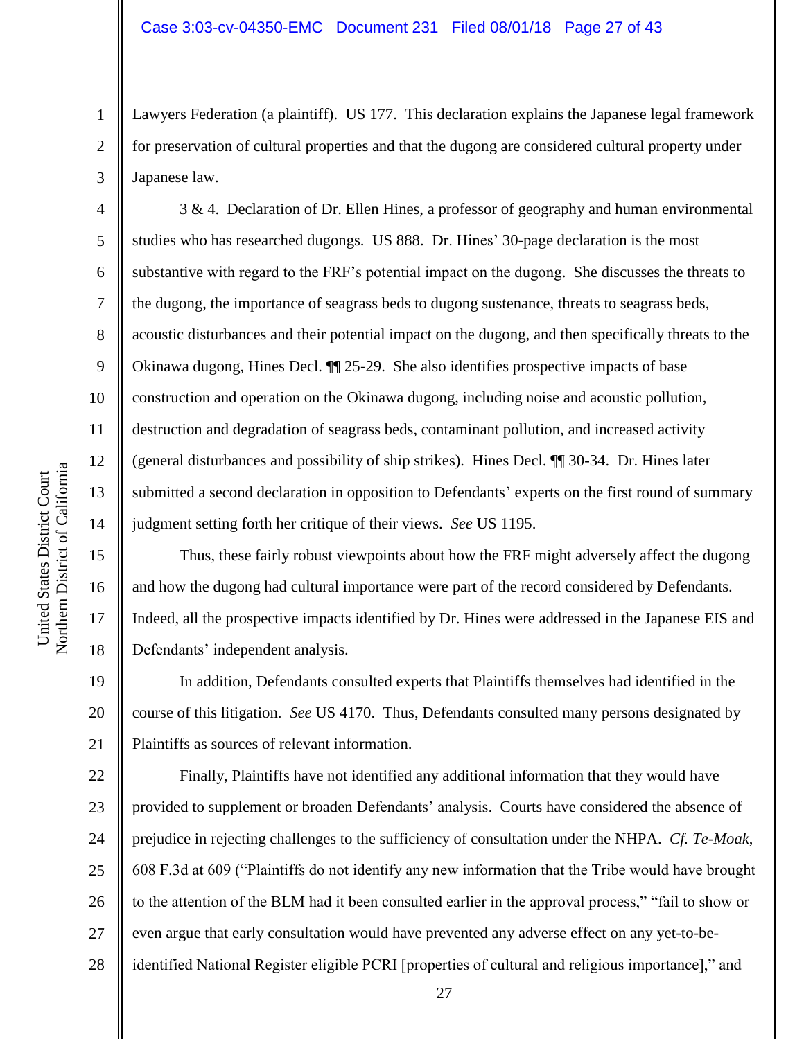Lawyers Federation (a plaintiff). US 177. This declaration explains the Japanese legal framework for preservation of cultural properties and that the dugong are considered cultural property under Japanese law.

3 & 4. Declaration of Dr. Ellen Hines, a professor of geography and human environmental studies who has researched dugongs. US 888. Dr. Hines' 30-page declaration is the most substantive with regard to the FRF's potential impact on the dugong. She discusses the threats to the dugong, the importance of seagrass beds to dugong sustenance, threats to seagrass beds, acoustic disturbances and their potential impact on the dugong, and then specifically threats to the Okinawa dugong, Hines Decl. ¶¶ 25-29. She also identifies prospective impacts of base construction and operation on the Okinawa dugong, including noise and acoustic pollution, destruction and degradation of seagrass beds, contaminant pollution, and increased activity (general disturbances and possibility of ship strikes). Hines Decl. ¶¶ 30-34. Dr. Hines later submitted a second declaration in opposition to Defendants' experts on the first round of summary judgment setting forth her critique of their views. *See* US 1195.

Thus, these fairly robust viewpoints about how the FRF might adversely affect the dugong and how the dugong had cultural importance were part of the record considered by Defendants. Indeed, all the prospective impacts identified by Dr. Hines were addressed in the Japanese EIS and Defendants' independent analysis.

In addition, Defendants consulted experts that Plaintiffs themselves had identified in the course of this litigation. *See* US 4170. Thus, Defendants consulted many persons designated by Plaintiffs as sources of relevant information.

Finally, Plaintiffs have not identified any additional information that they would have provided to supplement or broaden Defendants' analysis. Courts have considered the absence of prejudice in rejecting challenges to the sufficiency of consultation under the NHPA. *Cf. Te-Moak*, 608 F.3d at 609 ("Plaintiffs do not identify any new information that the Tribe would have brought to the attention of the BLM had it been consulted earlier in the approval process," "fail to show or even argue that early consultation would have prevented any adverse effect on any yet-to-be-identified National Register eligible PCRI [properties of cultural and religious importance]," and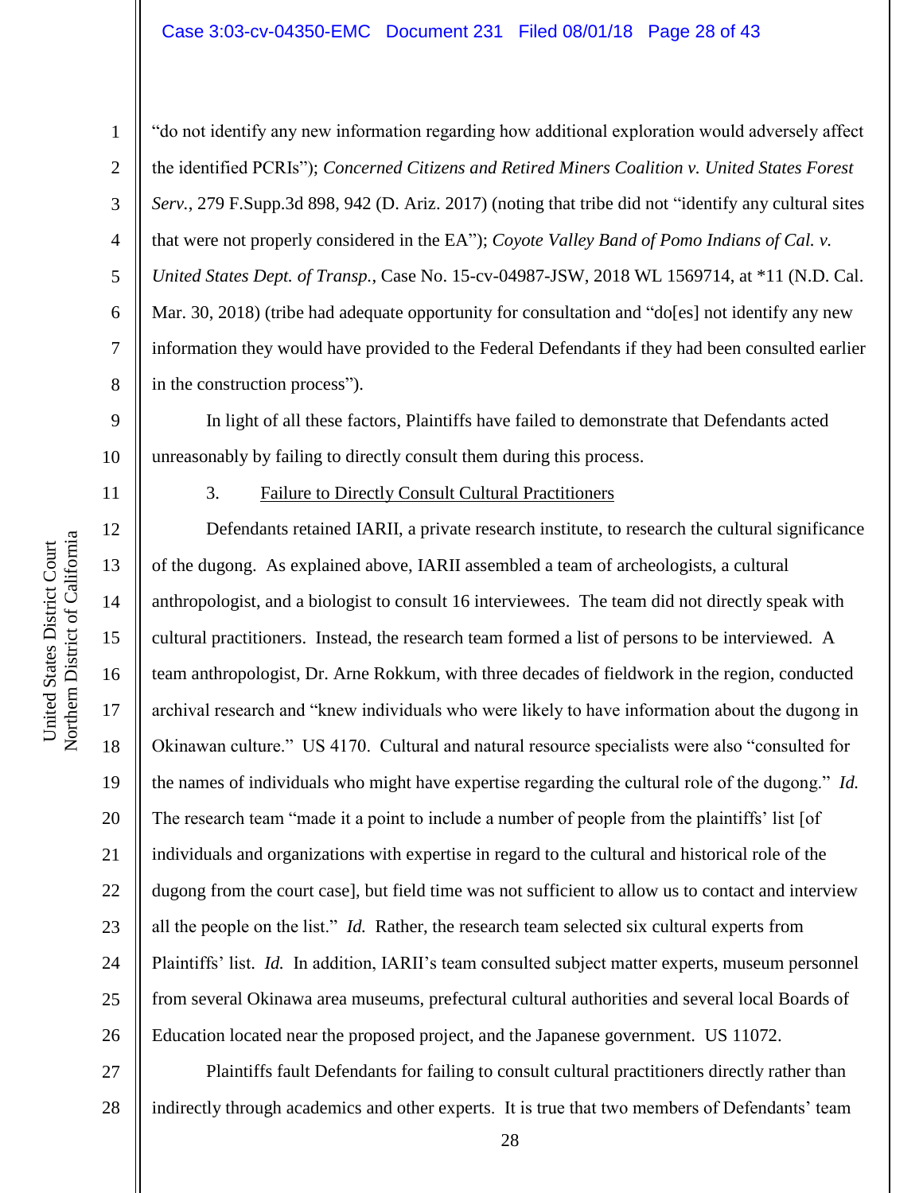"do not identify any new information regarding how additional exploration would adversely affect the identified PCRIs"); *Concerned Citizens and Retired Miners Coalition v. United States Forest Serv.*, 279 F.Supp.3d 898, 942 (D. Ariz. 2017) (noting that tribe did not "identify any cultural sites that were not properly considered in the EA"); *Coyote Valley Band of Pomo Indians of Cal. v. United States Dept. of Transp.*, Case No. 15-cv-04987-JSW, 2018 WL 1569714, at *11 (N.D. Cal. Mar. 30, 2018) (tribe had adequate opportunity for consultation and "do[es] not identify any new information they would have provided to the Federal Defendants if they had been consulted earlier in the construction process").

In light of all these factors, Plaintiffs have failed to demonstrate that Defendants acted unreasonably by failing to directly consult them during this process.

3. Failure to Directly Consult Cultural Practitioners

Defendants retained IARII, a private research institute, to research the cultural significance of the dugong. As explained above, IARII assembled a team of archeologists, a cultural anthropologist, and a biologist to consult 16 interviewees. The team did not directly speak with cultural practitioners. Instead, the research team formed a list of persons to be interviewed. A team anthropologist, Dr. Arne Rokkum, with three decades of fieldwork in the region, conducted archival research and "knew individuals who were likely to have information about the dugong in Okinawan culture." US 4170. Cultural and natural resource specialists were also "consulted for the names of individuals who might have expertise regarding the cultural role of the dugong." *Id.* The research team "made it a point to include a number of people from the plaintiffs' list [of individuals and organizations with expertise in regard to the cultural and historical role of the dugong from the court case], but field time was not sufficient to allow us to contact and interview all the people on the list." *Id.* Rather, the research team selected six cultural experts from Plaintiffs' list. *Id.* In addition, IARII's team consulted subject matter experts, museum personnel from several Okinawa area museums, prefectural cultural authorities and several local Boards of Education located near the proposed project, and the Japanese government. US 11072.

Plaintiffs fault Defendants for failing to consult cultural practitioners directly rather than indirectly through academics and other experts. It is true that two members of Defendants' team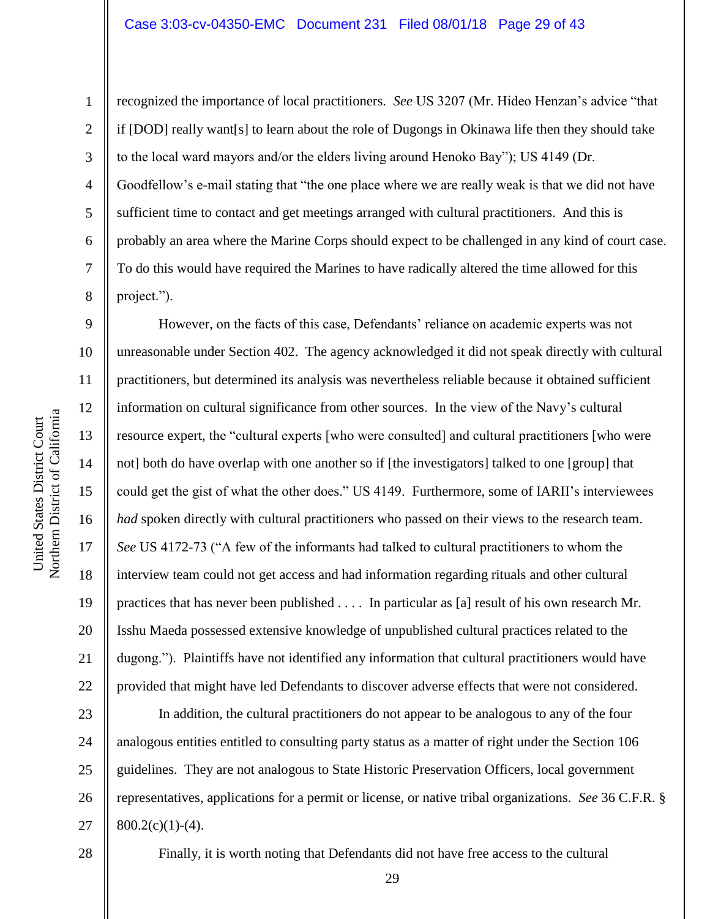recognized the importance of local practitioners. *See* US 3207 (Mr. Hideo Henzan's advice "that if [DOD] really want[s] to learn about the role of Dugongs in Okinawa life then they should take to the local ward mayors and/or the elders living around Henoko Bay"); US 4149 (Dr. Goodfellow's e-mail stating that "the one place where we are really weak is that we did not have sufficient time to contact and get meetings arranged with cultural practitioners. And this is probably an area where the Marine Corps should expect to be challenged in any kind of court case. To do this would have required the Marines to have radically altered the time allowed for this project.").

However, on the facts of this case, Defendants' reliance on academic experts was not unreasonable under Section 402. The agency acknowledged it did not speak directly with cultural practitioners, but determined its analysis was nevertheless reliable because it obtained sufficient information on cultural significance from other sources. In the view of the Navy's cultural resource expert, the "cultural experts [who were consulted] and cultural practitioners [who were not] both do have overlap with one another so if [the investigators] talked to one [group] that could get the gist of what the other does." US 4149. Furthermore, some of IARII's interviewees *had* spoken directly with cultural practitioners who passed on their views to the research team. *See* US 4172-73 ("A few of the informants had talked to cultural practitioners to whom the interview team could not get access and had information regarding rituals and other cultural practices that has never been published . . . . In particular as [a] result of his own research Mr. Isshu Maeda possessed extensive knowledge of unpublished cultural practices related to the dugong."). Plaintiffs have not identified any information that cultural practitioners would have provided that might have led Defendants to discover adverse effects that were not considered.

In addition, the cultural practitioners do not appear to be analogous to any of the four analogous entities entitled to consulting party status as a matter of right under the Section 106 guidelines. They are not analogous to State Historic Preservation Officers, local government representatives, applications for a permit or license, or native tribal organizations. *See* 36 C.F.R. § 800.2(c)(1)-(4).

Finally, it is worth noting that Defendants did not have free access to the cultural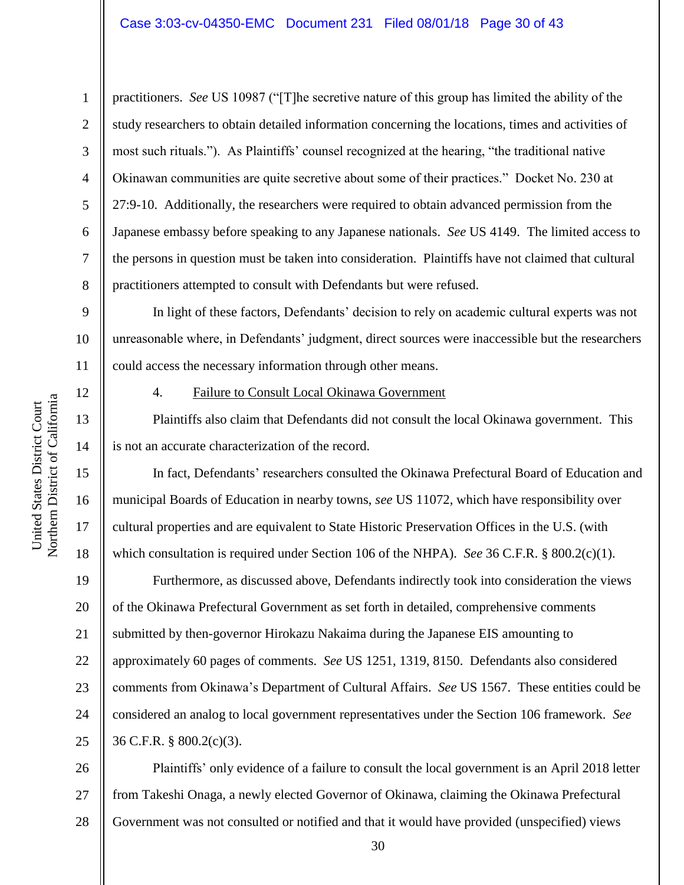practitioners. *See* US 10987 ("[T]he secretive nature of this group has limited the ability of the study researchers to obtain detailed information concerning the locations, times and activities of most such rituals."). As Plaintiffs' counsel recognized at the hearing, "the traditional native Okinawan communities are quite secretive about some of their practices." Docket No. 230 at 27:9-10. Additionally, the researchers were required to obtain advanced permission from the Japanese embassy before speaking to any Japanese nationals. *See* US 4149. The limited access to the persons in question must be taken into consideration. Plaintiffs have not claimed that cultural practitioners attempted to consult with Defendants but were refused.

In light of these factors, Defendants' decision to rely on academic cultural experts was not unreasonable where, in Defendants' judgment, direct sources were inaccessible but the researchers could access the necessary information through other means.

4. <u>Failure to Consult Local Okinawa Government</u>

Plaintiffs also claim that Defendants did not consult the local Okinawa government. This is not an accurate characterization of the record.

In fact, Defendants' researchers consulted the Okinawa Prefectural Board of Education and municipal Boards of Education in nearby towns, *see* US 11072, which have responsibility over cultural properties and are equivalent to State Historic Preservation Offices in the U.S. (with which consultation is required under Section 106 of the NHPA). *See* 36 C.F.R. § 800.2(c)(1).

Furthermore, as discussed above, Defendants indirectly took into consideration the views of the Okinawa Prefectural Government as set forth in detailed, comprehensive comments submitted by then-governor Hirokazu Nakaima during the Japanese EIS amounting to approximately 60 pages of comments. *See* US 1251, 1319, 8150. Defendants also considered comments from Okinawa's Department of Cultural Affairs. *See* US 1567. These entities could be considered an analog to local government representatives under the Section 106 framework. *See* 36 C.F.R. § 800.2(c)(3).

Plaintiffs' only evidence of a failure to consult the local government is an April 2018 letter from Takeshi Onaga, a newly elected Governor of Okinawa, claiming the Okinawa Prefectural Government was not consulted or notified and that it would have provided (unspecified) views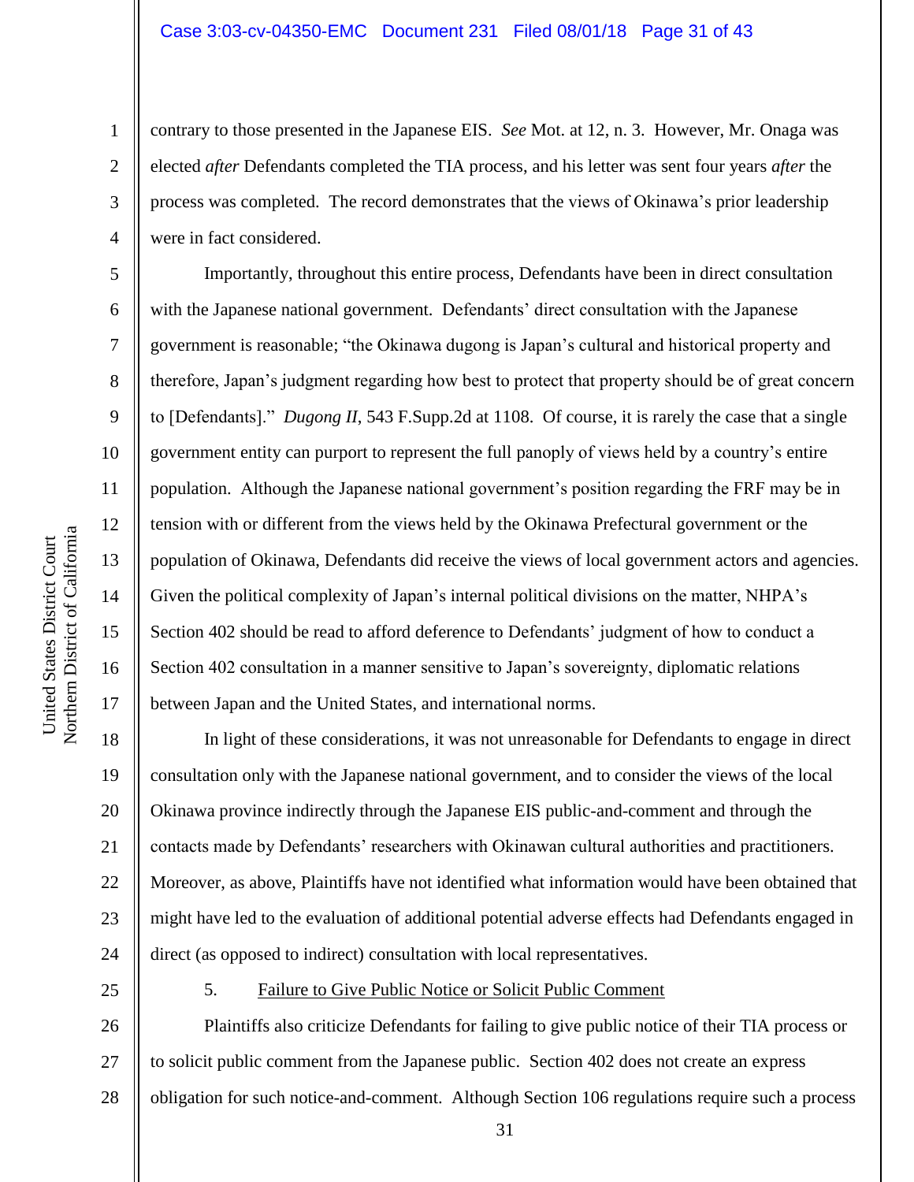contrary to those presented in the Japanese EIS. *See* Mot. at 12, n. 3. However, Mr. Onaga was elected *after* Defendants completed the TIA process, and his letter was sent four years *after* the process was completed. The record demonstrates that the views of Okinawa's prior leadership were in fact considered.

Importantly, throughout this entire process, Defendants have been in direct consultation with the Japanese national government. Defendants' direct consultation with the Japanese government is reasonable; "the Okinawa dugong is Japan's cultural and historical property and therefore, Japan's judgment regarding how best to protect that property should be of great concern to [Defendants]." *Dugong II*, 543 F.Supp.2d at 1108. Of course, it is rarely the case that a single government entity can purport to represent the full panoply of views held by a country's entire population. Although the Japanese national government's position regarding the FRF may be in tension with or different from the views held by the Okinawa Prefectural government or the population of Okinawa, Defendants did receive the views of local government actors and agencies. Given the political complexity of Japan's internal political divisions on the matter, NHPA's Section 402 should be read to afford deference to Defendants' judgment of how to conduct a Section 402 consultation in a manner sensitive to Japan's sovereignty, diplomatic relations between Japan and the United States, and international norms.

In light of these considerations, it was not unreasonable for Defendants to engage in direct consultation only with the Japanese national government, and to consider the views of the local Okinawa province indirectly through the Japanese EIS public-and-comment and through the contacts made by Defendants' researchers with Okinawan cultural authorities and practitioners. Moreover, as above, Plaintiffs have not identified what information would have been obtained that might have led to the evaluation of additional potential adverse effects had Defendants engaged in direct (as opposed to indirect) consultation with local representatives.

5. <u>Failure to Give Public Notice or Solicit Public Comment</u>

Plaintiffs also criticize Defendants for failing to give public notice of their TIA process or to solicit public comment from the Japanese public. Section 402 does not create an express obligation for such notice-and-comment. Although Section 106 regulations require such a process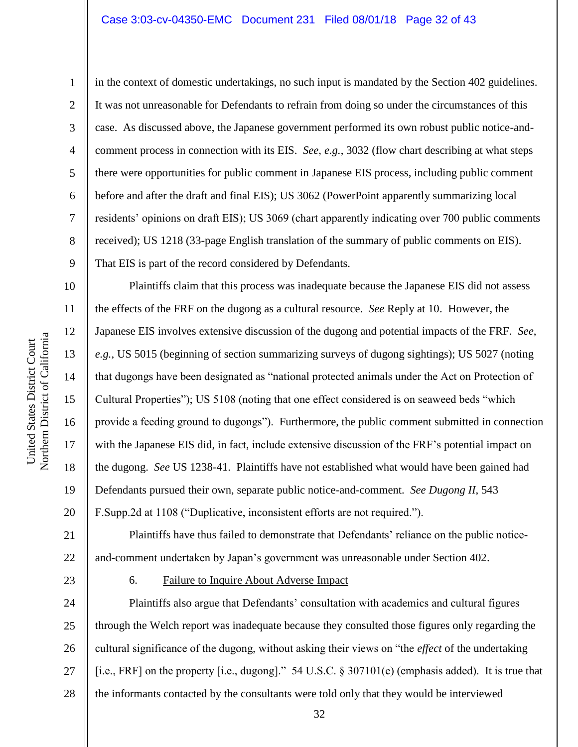in the context of domestic undertakings, no such input is mandated by the Section 402 guidelines. It was not unreasonable for Defendants to refrain from doing so under the circumstances of this case. As discussed above, the Japanese government performed its own robust public notice-and-comment process in connection with its EIS. *See*, *e.g.*, 3032 (flow chart describing at what steps there were opportunities for public comment in Japanese EIS process, including public comment before and after the draft and final EIS); US 3062 (PowerPoint apparently summarizing local residents' opinions on draft EIS); US 3069 (chart apparently indicating over 700 public comments received); US 1218 (33-page English translation of the summary of public comments on EIS). That EIS is part of the record considered by Defendants.

Plaintiffs claim that this process was inadequate because the Japanese EIS did not assess the effects of the FRF on the dugong as a cultural resource. *See* Reply at 10. However, the Japanese EIS involves extensive discussion of the dugong and potential impacts of the FRF. *See*, *e.g.*, US 5015 (beginning of section summarizing surveys of dugong sightings); US 5027 (noting that dugongs have been designated as "national protected animals under the Act on Protection of Cultural Properties"); US 5108 (noting that one effect considered is on seaweed beds "which provide a feeding ground to dugongs"). Furthermore, the public comment submitted in connection with the Japanese EIS did, in fact, include extensive discussion of the FRF's potential impact on the dugong. *See* US 1238-41. Plaintiffs have not established what would have been gained had Defendants pursued their own, separate public notice-and-comment. *See Dugong II*, 543 F.Supp.2d at 1108 ("Duplicative, inconsistent efforts are not required.").

Plaintiffs have thus failed to demonstrate that Defendants' reliance on the public notice-and-comment undertaken by Japan's government was unreasonable under Section 402.

6. Failure to Inquire About Adverse Impact

Plaintiffs also argue that Defendants' consultation with academics and cultural figures through the Welch report was inadequate because they consulted those figures only regarding the cultural significance of the dugong, without asking their views on "the *effect* of the undertaking [i.e., FRF] on the property [i.e., dugong]." 54 U.S.C. § 307101(e) (emphasis added). It is true that the informants contacted by the consultants were told only that they would be interviewed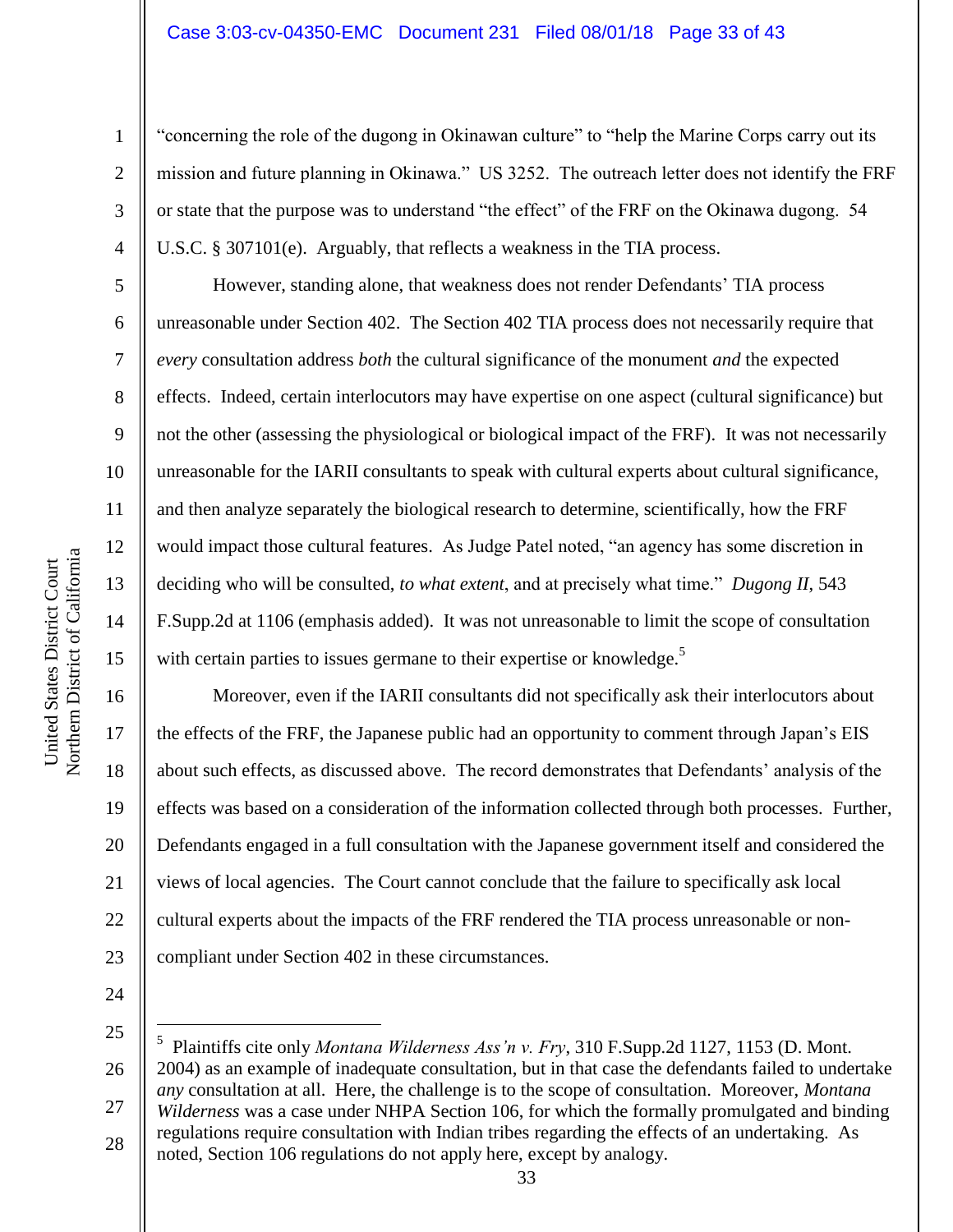"concerning the role of the dugong in Okinawan culture" to "help the Marine Corps carry out its mission and future planning in Okinawa." US 3252. The outreach letter does not identify the FRF or state that the purpose was to understand "the effect" of the FRF on the Okinawa dugong. 54 U.S.C. § 307101(e). Arguably, that reflects a weakness in the TIA process.

However, standing alone, that weakness does not render Defendants' TIA process unreasonable under Section 402. The Section 402 TIA process does not necessarily require that *every* consultation address *both* the cultural significance of the monument *and* the expected effects. Indeed, certain interlocutors may have expertise on one aspect (cultural significance) but not the other (assessing the physiological or biological impact of the FRF). It was not necessarily unreasonable for the IARII consultants to speak with cultural experts about cultural significance, and then analyze separately the biological research to determine, scientifically, how the FRF would impact those cultural features. As Judge Patel noted, "an agency has some discretion in deciding who will be consulted, *to what extent*, and at precisely what time." *Dugong II*, 543 F.Supp.2d at 1106 (emphasis added). It was not unreasonable to limit the scope of consultation with certain parties to issues germane to their expertise or knowledge.[5]

Moreover, even if the IARII consultants did not specifically ask their interlocutors about the effects of the FRF, the Japanese public had an opportunity to comment through Japan's EIS about such effects, as discussed above. The record demonstrates that Defendants' analysis of the effects was based on a consideration of the information collected through both processes. Further, Defendants engaged in a full consultation with the Japanese government itself and considered the views of local agencies. The Court cannot conclude that the failure to specifically ask local cultural experts about the impacts of the FRF rendered the TIA process unreasonable or non-compliant under Section 402 in these circumstances.

---

[5] Plaintiffs cite only *Montana Wilderness Ass'n v. Fry*, 310 F.Supp.2d 1127, 1153 (D. Mont. 2004) as an example of inadequate consultation, but in that case the defendants failed to undertake *any* consultation at all. Here, the challenge is to the scope of consultation. Moreover, *Montana Wilderness* was a case under NHPA Section 106, for which the formally promulgated and binding regulations require consultation with Indian tribes regarding the effects of an undertaking. As noted, Section 106 regulations do not apply here, except by analogy.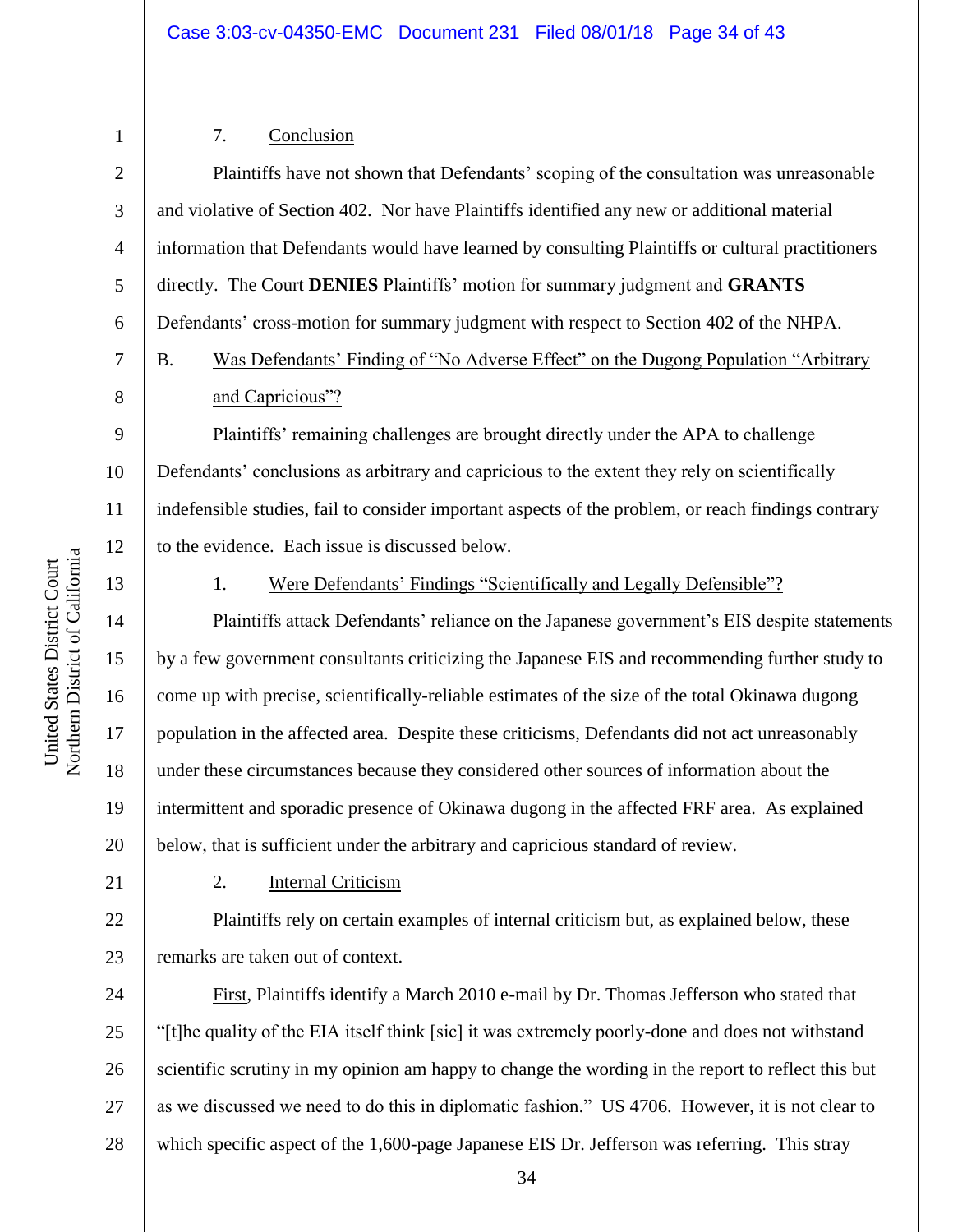7. Conclusion

Plaintiffs have not shown that Defendants' scoping of the consultation was unreasonable and violative of Section 402. Nor have Plaintiffs identified any new or additional material information that Defendants would have learned by consulting Plaintiffs or cultural practitioners directly. The Court **DENIES** Plaintiffs' motion for summary judgment and **GRANTS** Defendants' cross-motion for summary judgment with respect to Section 402 of the NHPA.

B. Was Defendants' Finding of "No Adverse Effect" on the Dugong Population "Arbitrary and Capricious"?

Plaintiffs' remaining challenges are brought directly under the APA to challenge Defendants' conclusions as arbitrary and capricious to the extent they rely on scientifically indefensible studies, fail to consider important aspects of the problem, or reach findings contrary to the evidence. Each issue is discussed below.

1. Were Defendants' Findings "Scientifically and Legally Defensible"?

Plaintiffs attack Defendants' reliance on the Japanese government's EIS despite statements by a few government consultants criticizing the Japanese EIS and recommending further study to come up with precise, scientifically-reliable estimates of the size of the total Okinawa dugong population in the affected area. Despite these criticisms, Defendants did not act unreasonably under these circumstances because they considered other sources of information about the intermittent and sporadic presence of Okinawa dugong in the affected FRF area. As explained below, that is sufficient under the arbitrary and capricious standard of review.

2. Internal Criticism

Plaintiffs rely on certain examples of internal criticism but, as explained below, these remarks are taken out of context.

First, Plaintiffs identify a March 2010 e-mail by Dr. Thomas Jefferson who stated that "[t]he quality of the EIA itself think [sic] it was extremely poorly-done and does not withstand scientific scrutiny in my opinion am happy to change the wording in the report to reflect this but as we discussed we need to do this in diplomatic fashion." US 4706. However, it is not clear to which specific aspect of the 1,600-page Japanese EIS Dr. Jefferson was referring. This stray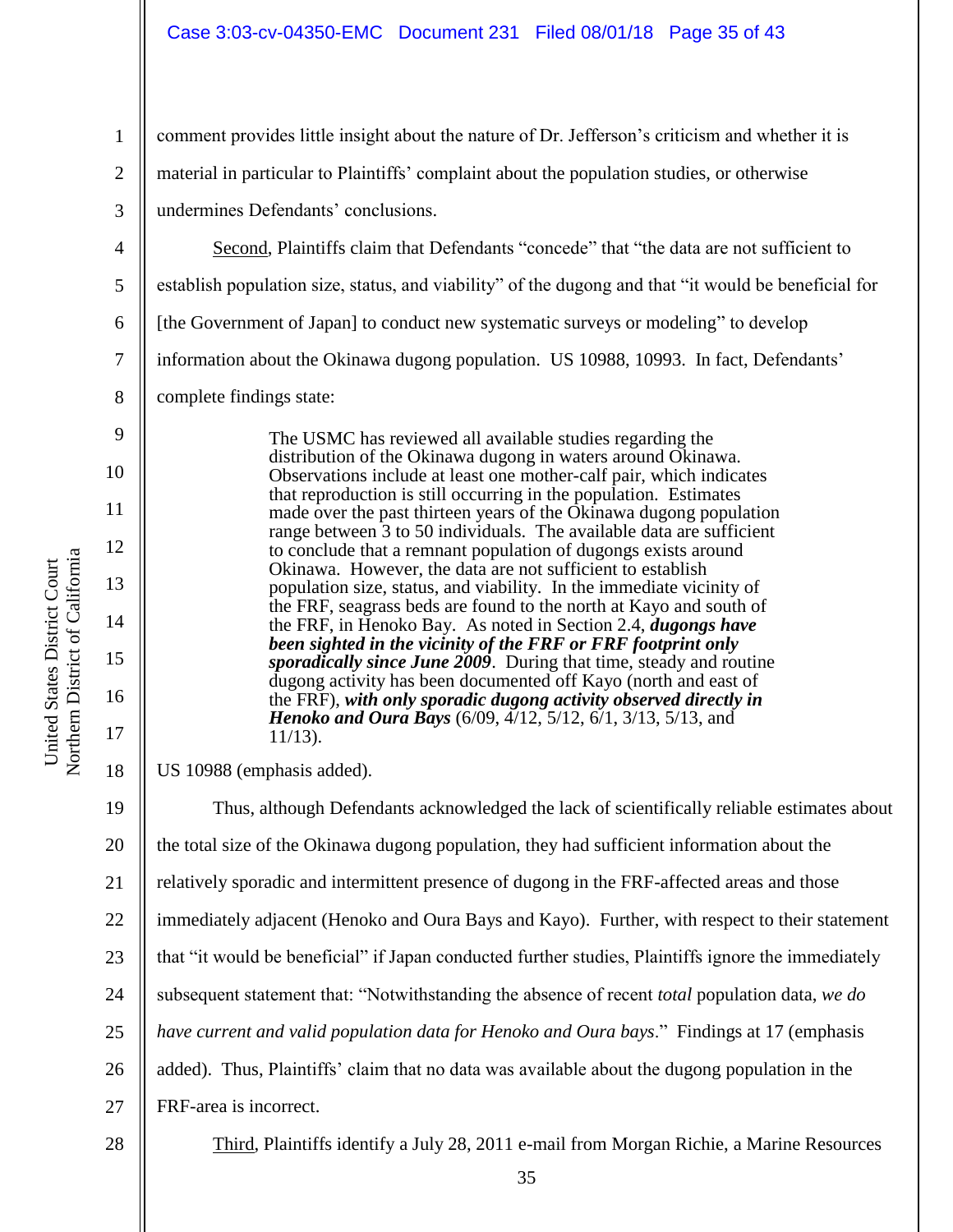comment provides little insight about the nature of Dr. Jefferson's criticism and whether it is material in particular to Plaintiffs' complaint about the population studies, or otherwise undermines Defendants' conclusions.

<u>Second</u>, Plaintiffs claim that Defendants "concede" that "the data are not sufficient to establish population size, status, and viability" of the dugong and that "it would be beneficial for [the Government of Japan] to conduct new systematic surveys or modeling" to develop information about the Okinawa dugong population. US 10988, 10993. In fact, Defendants' complete findings state:

> The USMC has reviewed all available studies regarding the distribution of the Okinawa dugong in waters around Okinawa. Observations include at least one mother-calf pair, which indicates that reproduction is still occurring in the population. Estimates made over the past thirteen years of the Okinawa dugong population range between 3 to 50 individuals. The available data are sufficient to conclude that a remnant population of dugongs exists around Okinawa. However, the data are not sufficient to establish population size, status, and viability. In the immediate vicinity of the FRF, seagrass beds are found to the north at Kayo and south of the FRF, in Henoko Bay. As noted in Section 2.4, ***dugongs have been sighted in the vicinity of the FRF or FRF footprint only sporadically since June 2009***. During that time, steady and routine dugong activity has been documented off Kayo (north and east of the FRF), ***with only sporadic dugong activity observed directly in Henoko and Oura Bays*** (6/09, 4/12, 5/12, 6/1, 3/13, 5/13, and 11/13).

US 10988 (emphasis added).

Thus, although Defendants acknowledged the lack of scientifically reliable estimates about the total size of the Okinawa dugong population, they had sufficient information about the relatively sporadic and intermittent presence of dugong in the FRF-affected areas and those immediately adjacent (Henoko and Oura Bays and Kayo). Further, with respect to their statement that "it would be beneficial" if Japan conducted further studies, Plaintiffs ignore the immediately subsequent statement that: "Notwithstanding the absence of recent *total* population data, *we do have current and valid population data for Henoko and Oura bays*." Findings at 17 (emphasis added). Thus, Plaintiffs' claim that no data was available about the dugong population in the FRF-area is incorrect.

<u>Third</u>, Plaintiffs identify a July 28, 2011 e-mail from Morgan Richie, a Marine Resources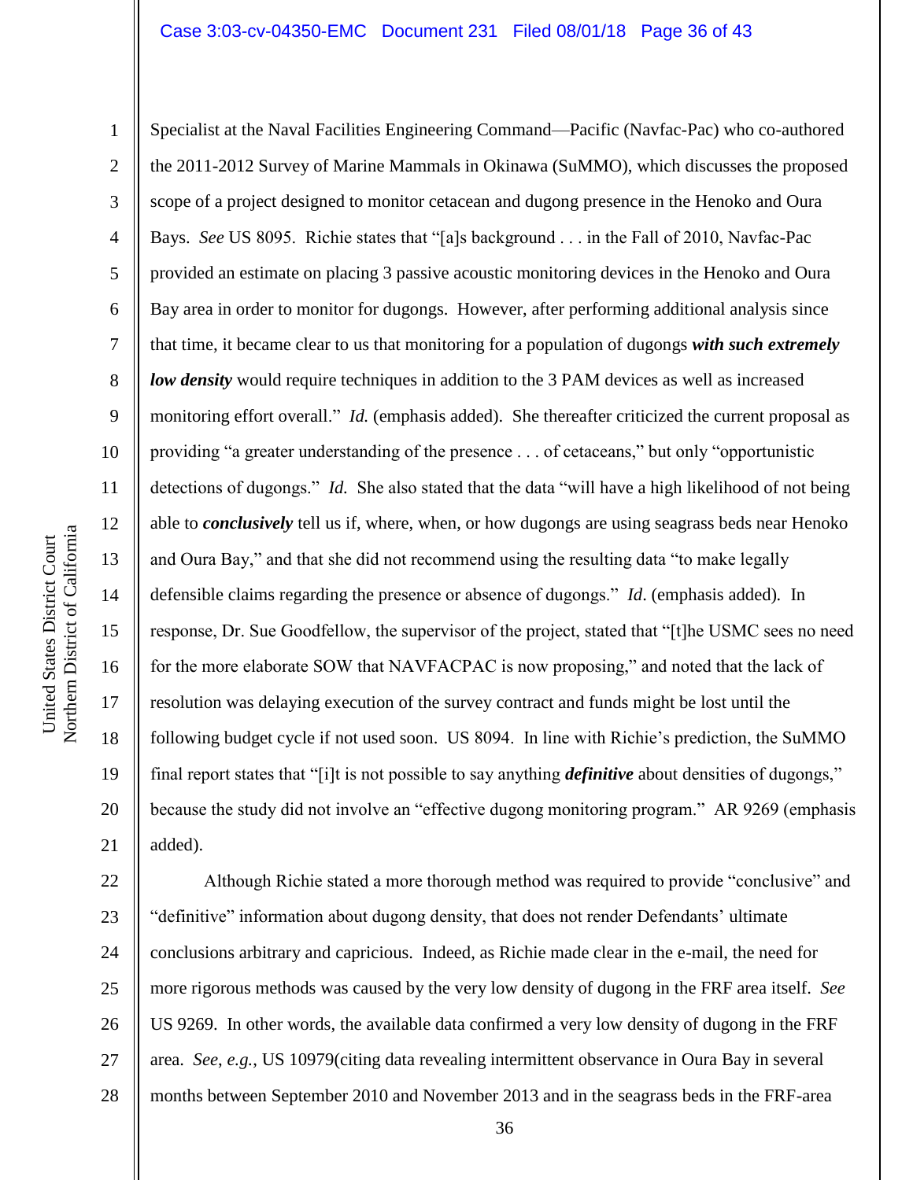Specialist at the Naval Facilities Engineering Command—Pacific (Navfac-Pac) who co-authored the 2011-2012 Survey of Marine Mammals in Okinawa (SuMMO), which discusses the proposed scope of a project designed to monitor cetacean and dugong presence in the Henoko and Oura Bays. *See* US 8095. Richie states that "[a]s background . . . in the Fall of 2010, Navfac-Pac provided an estimate on placing 3 passive acoustic monitoring devices in the Henoko and Oura Bay area in order to monitor for dugongs. However, after performing additional analysis since that time, it became clear to us that monitoring for a population of dugongs ***with such extremely low density*** would require techniques in addition to the 3 PAM devices as well as increased monitoring effort overall." *Id.* (emphasis added). She thereafter criticized the current proposal as providing "a greater understanding of the presence . . . of cetaceans," but only "opportunistic detections of dugongs." *Id.* She also stated that the data "will have a high likelihood of not being able to ***conclusively*** tell us if, where, when, or how dugongs are using seagrass beds near Henoko and Oura Bay," and that she did not recommend using the resulting data "to make legally defensible claims regarding the presence or absence of dugongs." *Id*. (emphasis added). In response, Dr. Sue Goodfellow, the supervisor of the project, stated that "[t]he USMC sees no need for the more elaborate SOW that NAVFACPAC is now proposing," and noted that the lack of resolution was delaying execution of the survey contract and funds might be lost until the following budget cycle if not used soon. US 8094. In line with Richie's prediction, the SuMMO final report states that "[i]t is not possible to say anything ***definitive*** about densities of dugongs," because the study did not involve an "effective dugong monitoring program." AR 9269 (emphasis added).

Although Richie stated a more thorough method was required to provide "conclusive" and "definitive" information about dugong density, that does not render Defendants' ultimate conclusions arbitrary and capricious. Indeed, as Richie made clear in the e-mail, the need for more rigorous methods was caused by the very low density of dugong in the FRF area itself. *See* US 9269. In other words, the available data confirmed a very low density of dugong in the FRF area. *See, e.g.*, US 10979(citing data revealing intermittent observance in Oura Bay in several months between September 2010 and November 2013 and in the seagrass beds in the FRF-area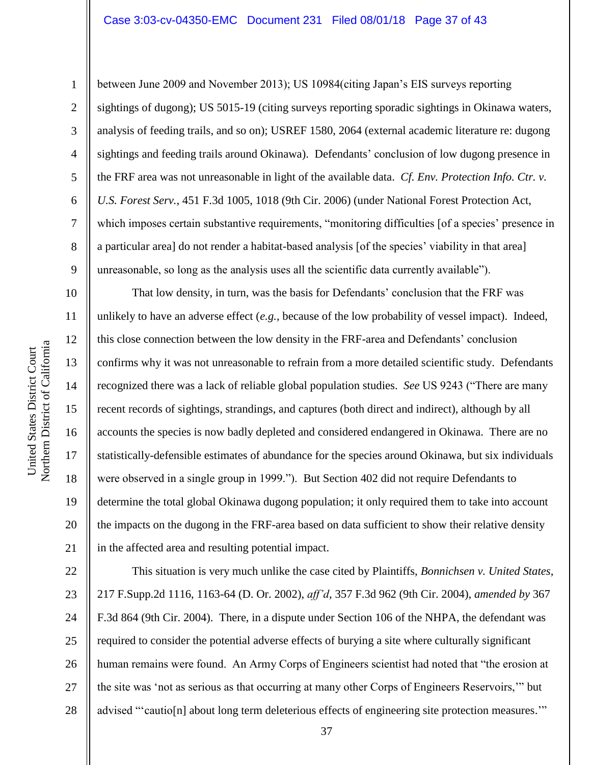between June 2009 and November 2013); US 10984(citing Japan's EIS surveys reporting sightings of dugong); US 5015-19 (citing surveys reporting sporadic sightings in Okinawa waters, analysis of feeding trails, and so on); USREF 1580, 2064 (external academic literature re: dugong sightings and feeding trails around Okinawa). Defendants' conclusion of low dugong presence in the FRF area was not unreasonable in light of the available data. *Cf. Env. Protection Info. Ctr. v. U.S. Forest Serv.*, 451 F.3d 1005, 1018 (9th Cir. 2006) (under National Forest Protection Act, which imposes certain substantive requirements, "monitoring difficulties [of a species' presence in a particular area] do not render a habitat-based analysis [of the species' viability in that area] unreasonable, so long as the analysis uses all the scientific data currently available").

That low density, in turn, was the basis for Defendants' conclusion that the FRF was unlikely to have an adverse effect (*e.g.*, because of the low probability of vessel impact). Indeed, this close connection between the low density in the FRF-area and Defendants' conclusion confirms why it was not unreasonable to refrain from a more detailed scientific study. Defendants recognized there was a lack of reliable global population studies. *See* US 9243 ("There are many recent records of sightings, strandings, and captures (both direct and indirect), although by all accounts the species is now badly depleted and considered endangered in Okinawa. There are no statistically-defensible estimates of abundance for the species around Okinawa, but six individuals were observed in a single group in 1999."). But Section 402 did not require Defendants to determine the total global Okinawa dugong population; it only required them to take into account the impacts on the dugong in the FRF-area based on data sufficient to show their relative density in the affected area and resulting potential impact.

This situation is very much unlike the case cited by Plaintiffs, *Bonnichsen v. United States*, 217 F.Supp.2d 1116, 1163-64 (D. Or. 2002), *aff'd*, 357 F.3d 962 (9th Cir. 2004), *amended by* 367 F.3d 864 (9th Cir. 2004). There, in a dispute under Section 106 of the NHPA, the defendant was required to consider the potential adverse effects of burying a site where culturally significant human remains were found. An Army Corps of Engineers scientist had noted that "the erosion at the site was 'not as serious as that occurring at many other Corps of Engineers Reservoirs,'" but advised "'cautio[n] about long term deleterious effects of engineering site protection measures.'"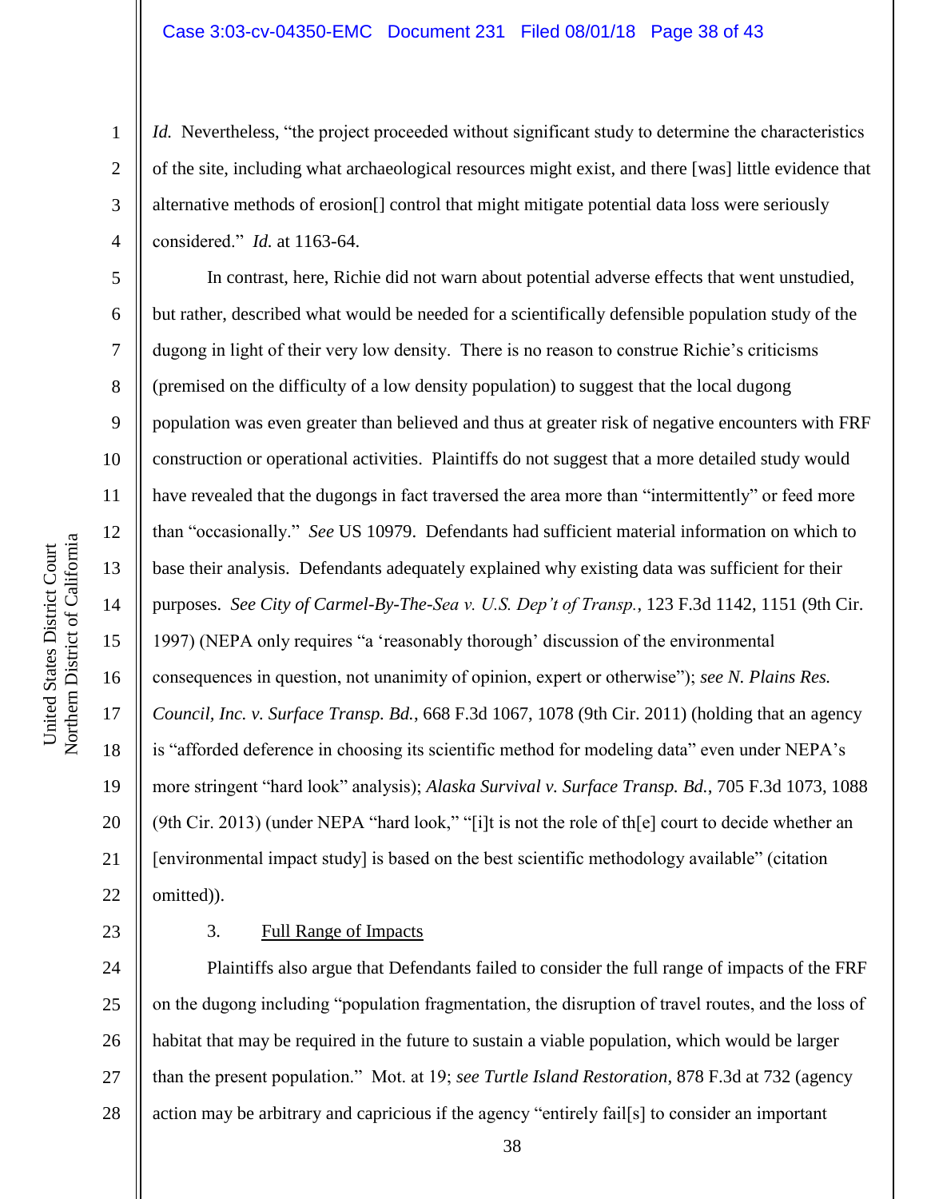*Id.* Nevertheless, "the project proceeded without significant study to determine the characteristics of the site, including what archaeological resources might exist, and there [was] little evidence that alternative methods of erosion[] control that might mitigate potential data loss were seriously considered." *Id.* at 1163-64.

In contrast, here, Richie did not warn about potential adverse effects that went unstudied, but rather, described what would be needed for a scientifically defensible population study of the dugong in light of their very low density. There is no reason to construe Richie's criticisms (premised on the difficulty of a low density population) to suggest that the local dugong population was even greater than believed and thus at greater risk of negative encounters with FRF construction or operational activities. Plaintiffs do not suggest that a more detailed study would have revealed that the dugongs in fact traversed the area more than "intermittently" or feed more than "occasionally." *See* US 10979. Defendants had sufficient material information on which to base their analysis. Defendants adequately explained why existing data was sufficient for their purposes. *See City of Carmel-By-The-Sea v. U.S. Dep't of Transp.*, 123 F.3d 1142, 1151 (9th Cir. 1997) (NEPA only requires "a 'reasonably thorough' discussion of the environmental consequences in question, not unanimity of opinion, expert or otherwise"); *see N. Plains Res. Council, Inc. v. Surface Transp. Bd.*, 668 F.3d 1067, 1078 (9th Cir. 2011) (holding that an agency is "afforded deference in choosing its scientific method for modeling data" even under NEPA's more stringent "hard look" analysis); *Alaska Survival v. Surface Transp. Bd.*, 705 F.3d 1073, 1088 (9th Cir. 2013) (under NEPA "hard look," "[i]t is not the role of th[e] court to decide whether an [environmental impact study] is based on the best scientific methodology available" (citation omitted)).

3. Full Range of Impacts

Plaintiffs also argue that Defendants failed to consider the full range of impacts of the FRF on the dugong including "population fragmentation, the disruption of travel routes, and the loss of habitat that may be required in the future to sustain a viable population, which would be larger than the present population." Mot. at 19; *see Turtle Island Restoration*, 878 F.3d at 732 (agency action may be arbitrary and capricious if the agency "entirely fail[s] to consider an important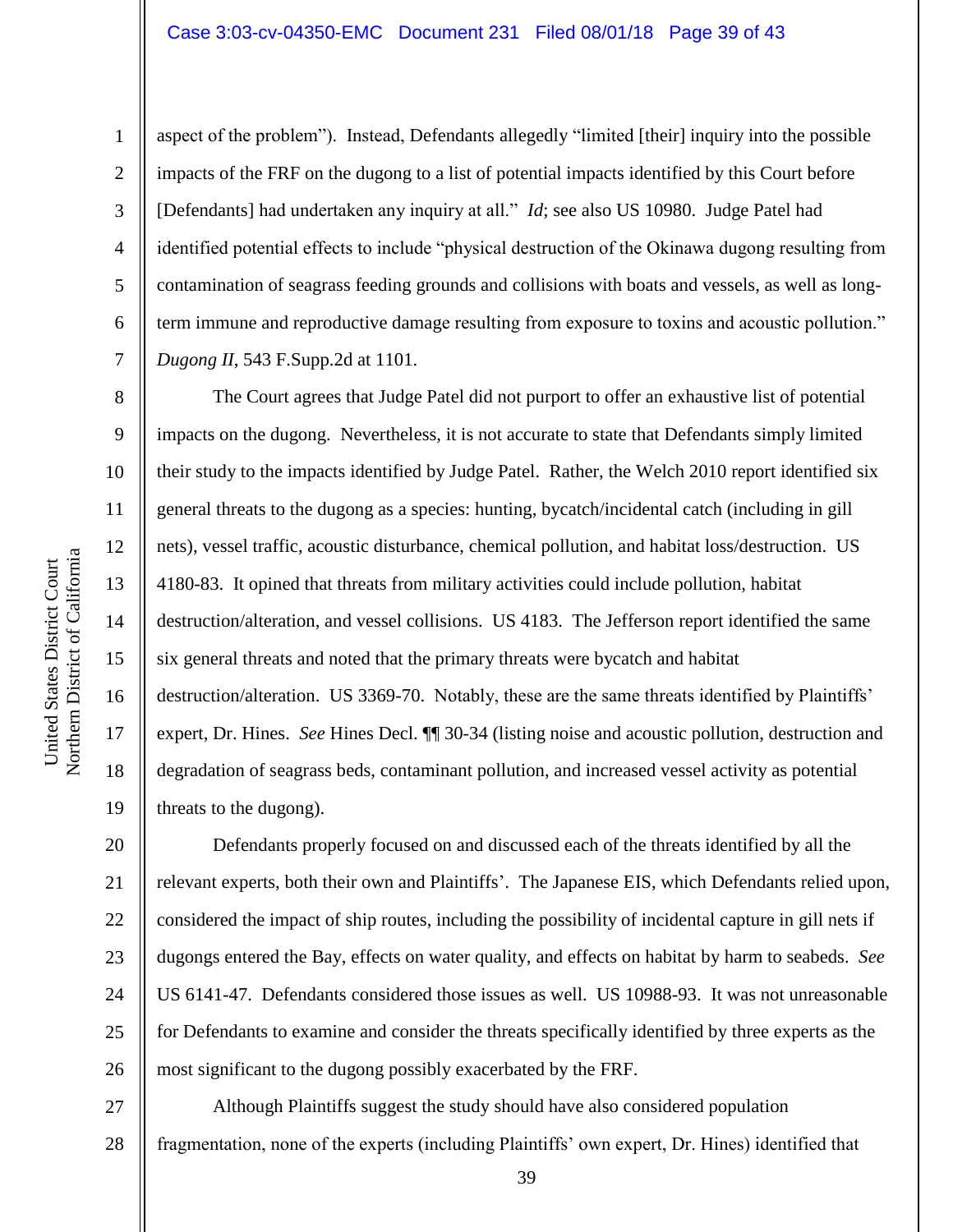aspect of the problem"). Instead, Defendants allegedly "limited [their] inquiry into the possible impacts of the FRF on the dugong to a list of potential impacts identified by this Court before [Defendants] had undertaken any inquiry at all." *Id*; see also US 10980. Judge Patel had identified potential effects to include "physical destruction of the Okinawa dugong resulting from contamination of seagrass feeding grounds and collisions with boats and vessels, as well as long-term immune and reproductive damage resulting from exposure to toxins and acoustic pollution." *Dugong II*, 543 F.Supp.2d at 1101.

The Court agrees that Judge Patel did not purport to offer an exhaustive list of potential impacts on the dugong. Nevertheless, it is not accurate to state that Defendants simply limited their study to the impacts identified by Judge Patel. Rather, the Welch 2010 report identified six general threats to the dugong as a species: hunting, bycatch/incidental catch (including in gill nets), vessel traffic, acoustic disturbance, chemical pollution, and habitat loss/destruction. US 4180-83. It opined that threats from military activities could include pollution, habitat destruction/alteration, and vessel collisions. US 4183. The Jefferson report identified the same six general threats and noted that the primary threats were bycatch and habitat destruction/alteration. US 3369-70. Notably, these are the same threats identified by Plaintiffs' expert, Dr. Hines. *See* Hines Decl. ¶¶ 30-34 (listing noise and acoustic pollution, destruction and degradation of seagrass beds, contaminant pollution, and increased vessel activity as potential threats to the dugong).

Defendants properly focused on and discussed each of the threats identified by all the relevant experts, both their own and Plaintiffs'. The Japanese EIS, which Defendants relied upon, considered the impact of ship routes, including the possibility of incidental capture in gill nets if dugongs entered the Bay, effects on water quality, and effects on habitat by harm to seabeds. *See* US 6141-47. Defendants considered those issues as well. US 10988-93. It was not unreasonable for Defendants to examine and consider the threats specifically identified by three experts as the most significant to the dugong possibly exacerbated by the FRF.

Although Plaintiffs suggest the study should have also considered population fragmentation, none of the experts (including Plaintiffs' own expert, Dr. Hines) identified that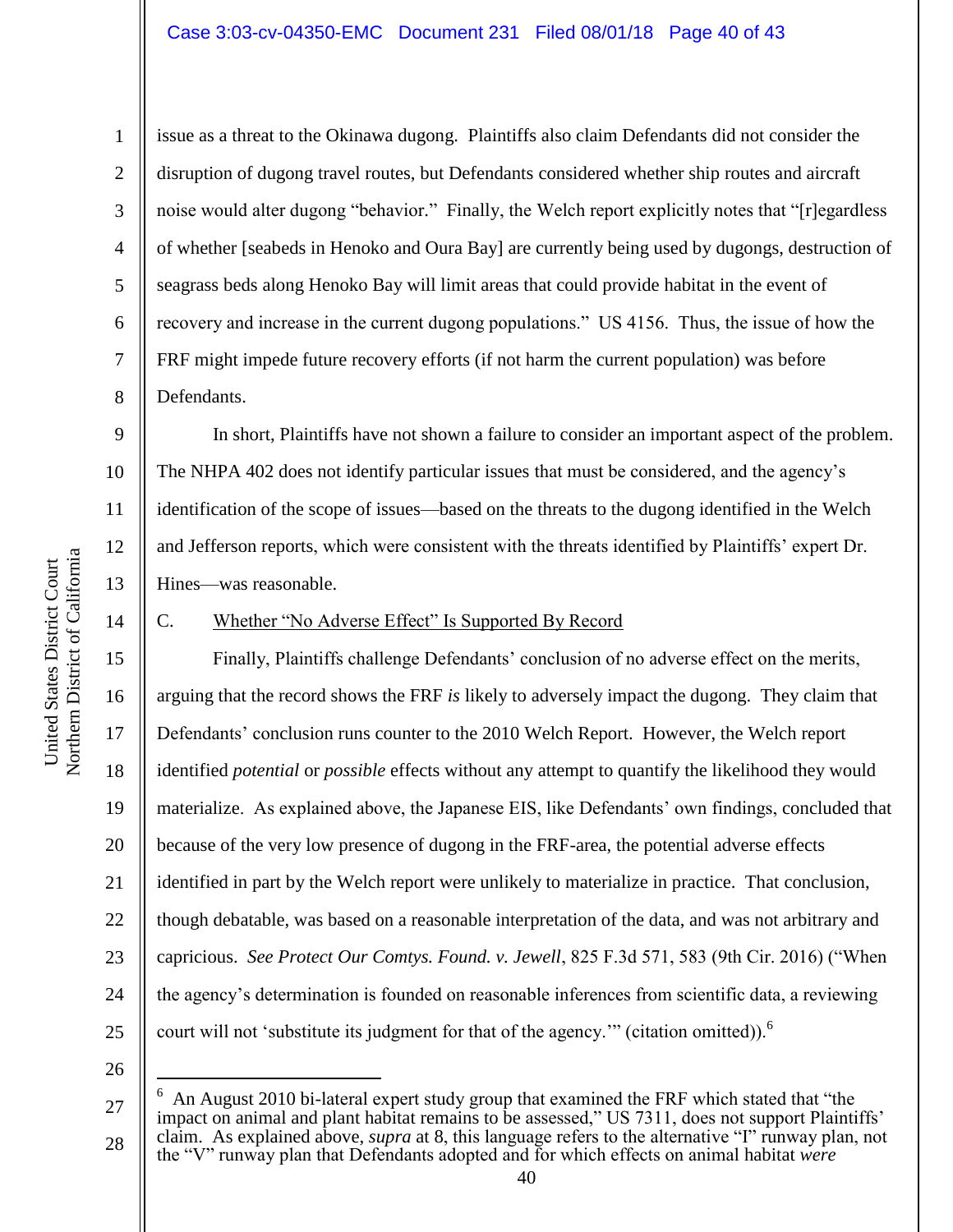issue as a threat to the Okinawa dugong. Plaintiffs also claim Defendants did not consider the disruption of dugong travel routes, but Defendants considered whether ship routes and aircraft noise would alter dugong "behavior." Finally, the Welch report explicitly notes that "[r]egardless of whether [seabeds in Henoko and Oura Bay] are currently being used by dugongs, destruction of seagrass beds along Henoko Bay will limit areas that could provide habitat in the event of recovery and increase in the current dugong populations." US 4156. Thus, the issue of how the FRF might impede future recovery efforts (if not harm the current population) was before Defendants.

In short, Plaintiffs have not shown a failure to consider an important aspect of the problem. The NHPA 402 does not identify particular issues that must be considered, and the agency's identification of the scope of issues—based on the threats to the dugong identified in the Welch and Jefferson reports, which were consistent with the threats identified by Plaintiffs' expert Dr. Hines—was reasonable.

C. Whether "No Adverse Effect" Is Supported By Record

Finally, Plaintiffs challenge Defendants' conclusion of no adverse effect on the merits, arguing that the record shows the FRF *is* likely to adversely impact the dugong. They claim that Defendants' conclusion runs counter to the 2010 Welch Report. However, the Welch report identified *potential* or *possible* effects without any attempt to quantify the likelihood they would materialize. As explained above, the Japanese EIS, like Defendants' own findings, concluded that because of the very low presence of dugong in the FRF-area, the potential adverse effects identified in part by the Welch report were unlikely to materialize in practice. That conclusion, though debatable, was based on a reasonable interpretation of the data, and was not arbitrary and capricious. *See Protect Our Comtys. Found. v. Jewell*, 825 F.3d 571, 583 (9th Cir. 2016) ("When the agency's determination is founded on reasonable inferences from scientific data, a reviewing court will not 'substitute its judgment for that of the agency.'" (citation omitted)).[6]

---

[6] An August 2010 bi-lateral expert study group that examined the FRF which stated that "the impact on animal and plant habitat remains to be assessed," US 7311, does not support Plaintiffs' claim. As explained above, *supra* at 8, this language refers to the alternative "I" runway plan, not the "V" runway plan that Defendants adopted and for which effects on animal habitat *were*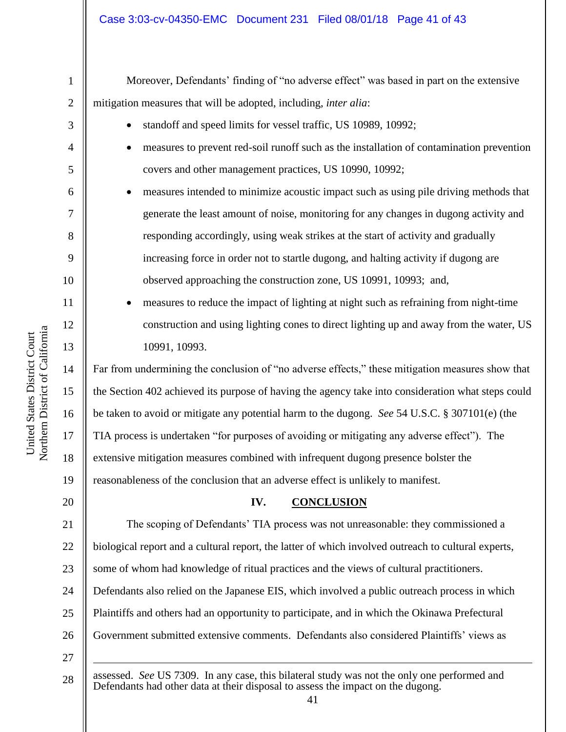Moreover, Defendants' finding of "no adverse effect" was based in part on the extensive mitigation measures that will be adopted, including, *inter alia*:

- standoff and speed limits for vessel traffic, US 10989, 10992;
- measures to prevent red-soil runoff such as the installation of contamination prevention covers and other management practices, US 10990, 10992;
- measures intended to minimize acoustic impact such as using pile driving methods that generate the least amount of noise, monitoring for any changes in dugong activity and responding accordingly, using weak strikes at the start of activity and gradually increasing force in order not to startle dugong, and halting activity if dugong are observed approaching the construction zone, US 10991, 10993; and,
- measures to reduce the impact of lighting at night such as refraining from night-time construction and using lighting cones to direct lighting up and away from the water, US 10991, 10993.

Far from undermining the conclusion of "no adverse effects," these mitigation measures show that the Section 402 achieved its purpose of having the agency take into consideration what steps could be taken to avoid or mitigate any potential harm to the dugong. *See* 54 U.S.C. § 307101(e) (the TIA process is undertaken "for purposes of avoiding or mitigating any adverse effect"). The extensive mitigation measures combined with infrequent dugong presence bolster the reasonableness of the conclusion that an adverse effect is unlikely to manifest.

## IV. CONCLUSION

The scoping of Defendants' TIA process was not unreasonable: they commissioned a biological report and a cultural report, the latter of which involved outreach to cultural experts, some of whom had knowledge of ritual practices and the views of cultural practitioners. Defendants also relied on the Japanese EIS, which involved a public outreach process in which Plaintiffs and others had an opportunity to participate, and in which the Okinawa Prefectural Government submitted extensive comments. Defendants also considered Plaintiffs' views as

---

assessed. *See* US 7309. In any case, this bilateral study was not the only one performed and Defendants had other data at their disposal to assess the impact on the dugong.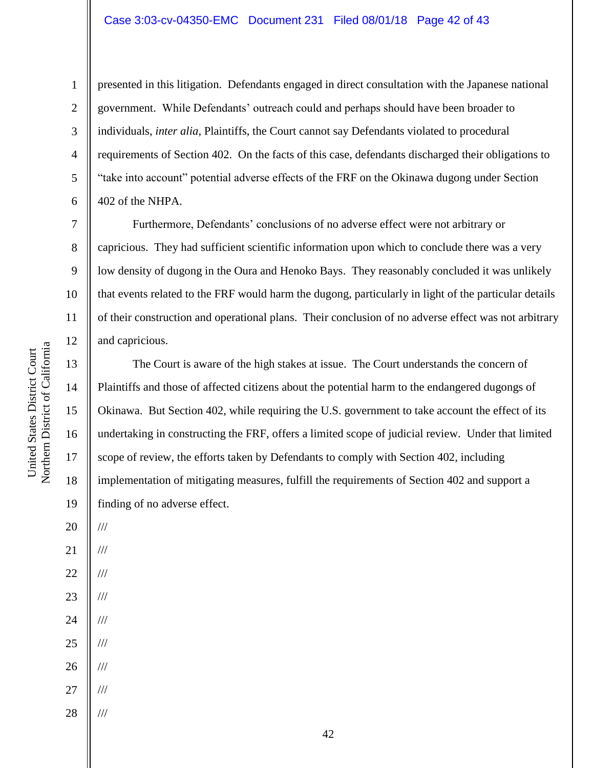presented in this litigation. Defendants engaged in direct consultation with the Japanese national government. While Defendants' outreach could and perhaps should have been broader to individuals, *inter alia*, Plaintiffs, the Court cannot say Defendants violated to procedural requirements of Section 402. On the facts of this case, defendants discharged their obligations to "take into account" potential adverse effects of the FRF on the Okinawa dugong under Section 402 of the NHPA.

Furthermore, Defendants' conclusions of no adverse effect were not arbitrary or capricious. They had sufficient scientific information upon which to conclude there was a very low density of dugong in the Oura and Henoko Bays. They reasonably concluded it was unlikely that events related to the FRF would harm the dugong, particularly in light of the particular details of their construction and operational plans. Their conclusion of no adverse effect was not arbitrary and capricious.

The Court is aware of the high stakes at issue. The Court understands the concern of Plaintiffs and those of affected citizens about the potential harm to the endangered dugongs of Okinawa. But Section 402, while requiring the U.S. government to take account the effect of its undertaking in constructing the FRF, offers a limited scope of judicial review. Under that limited scope of review, the efforts taken by Defendants to comply with Section 402, including implementation of mitigating measures, fulfill the requirements of Section 402 and support a finding of no adverse effect.

///

///

///

///

///

///

///

///

///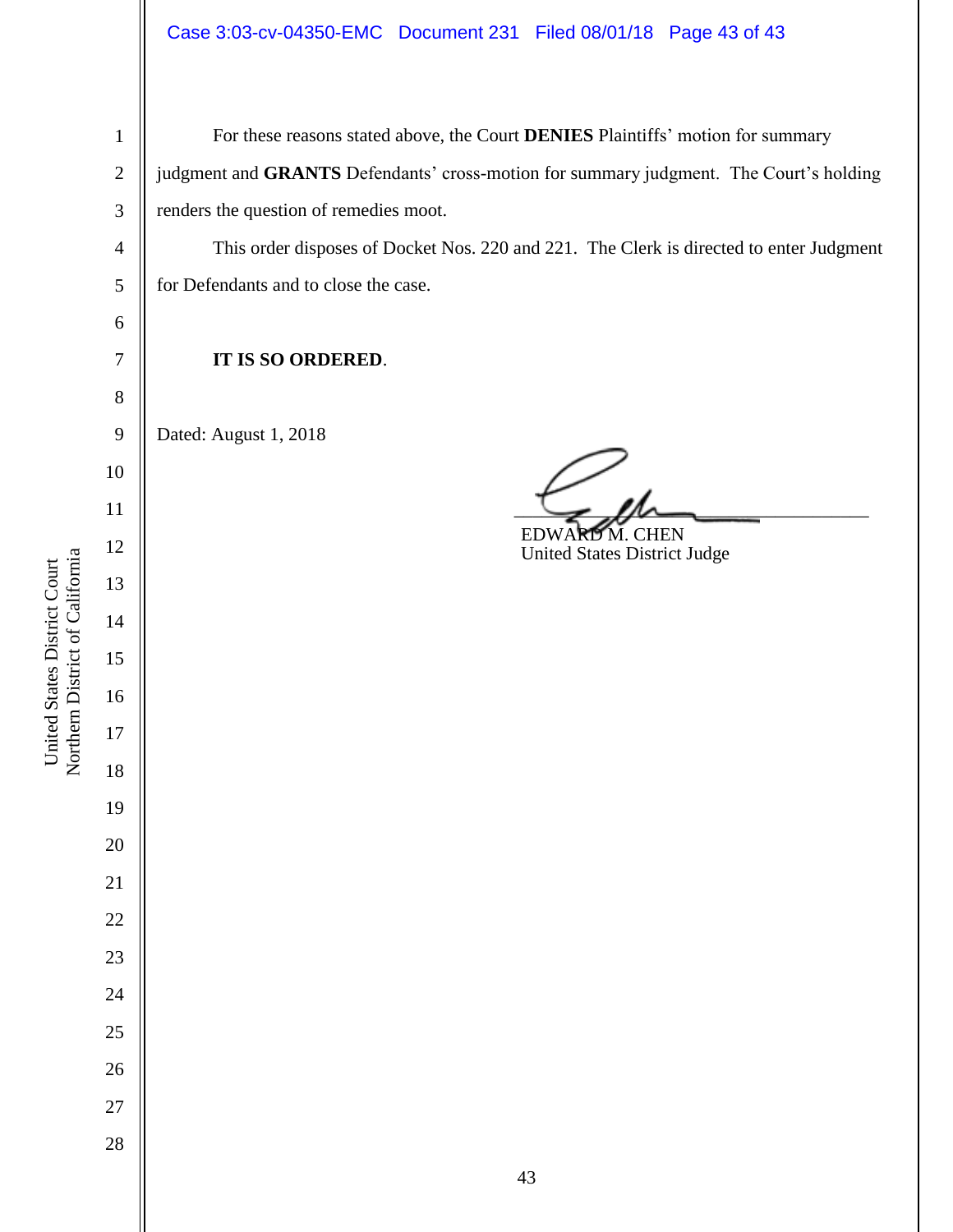For these reasons stated above, the Court **DENIES** Plaintiffs' motion for summary judgment and **GRANTS** Defendants' cross-motion for summary judgment. The Court's holding renders the question of remedies moot.

This order disposes of Docket Nos. 220 and 221. The Clerk is directed to enter Judgment for Defendants and to close the case.

**IT IS SO ORDERED**.

Dated: August 1, 2018

EDWARD M. CHEN
United States District Judge